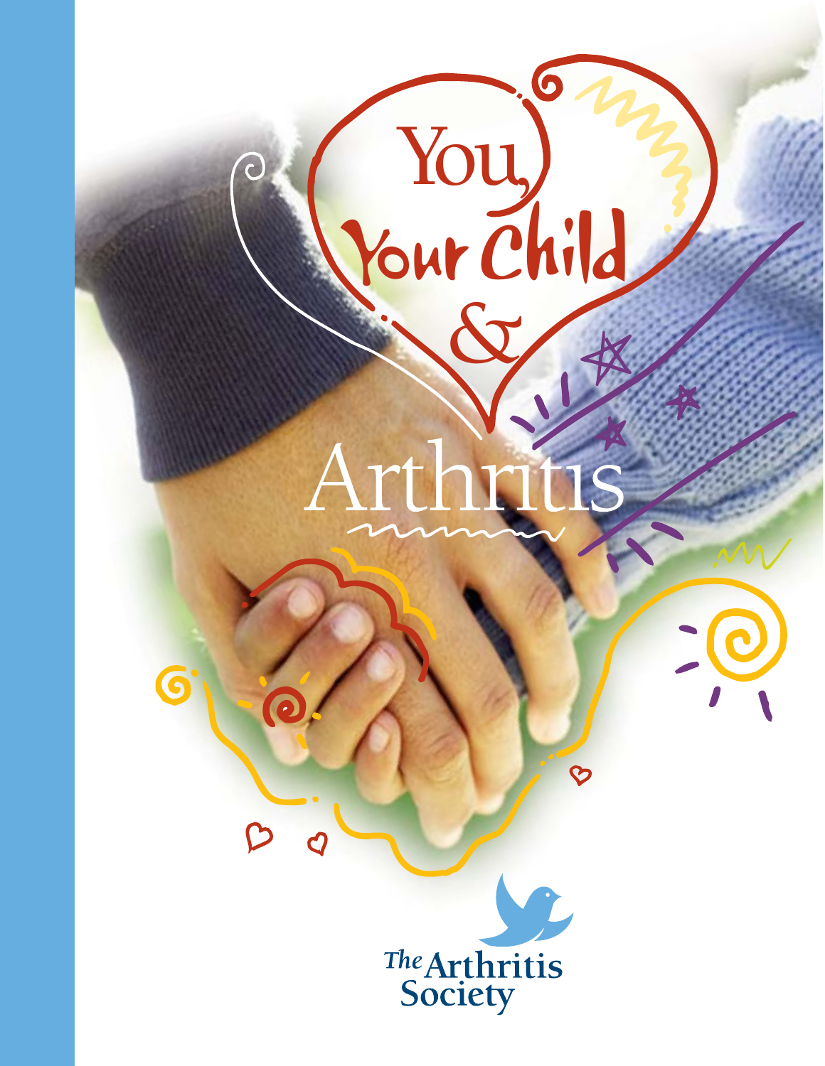# You, Your Child & Arthritis

The Arthritis Society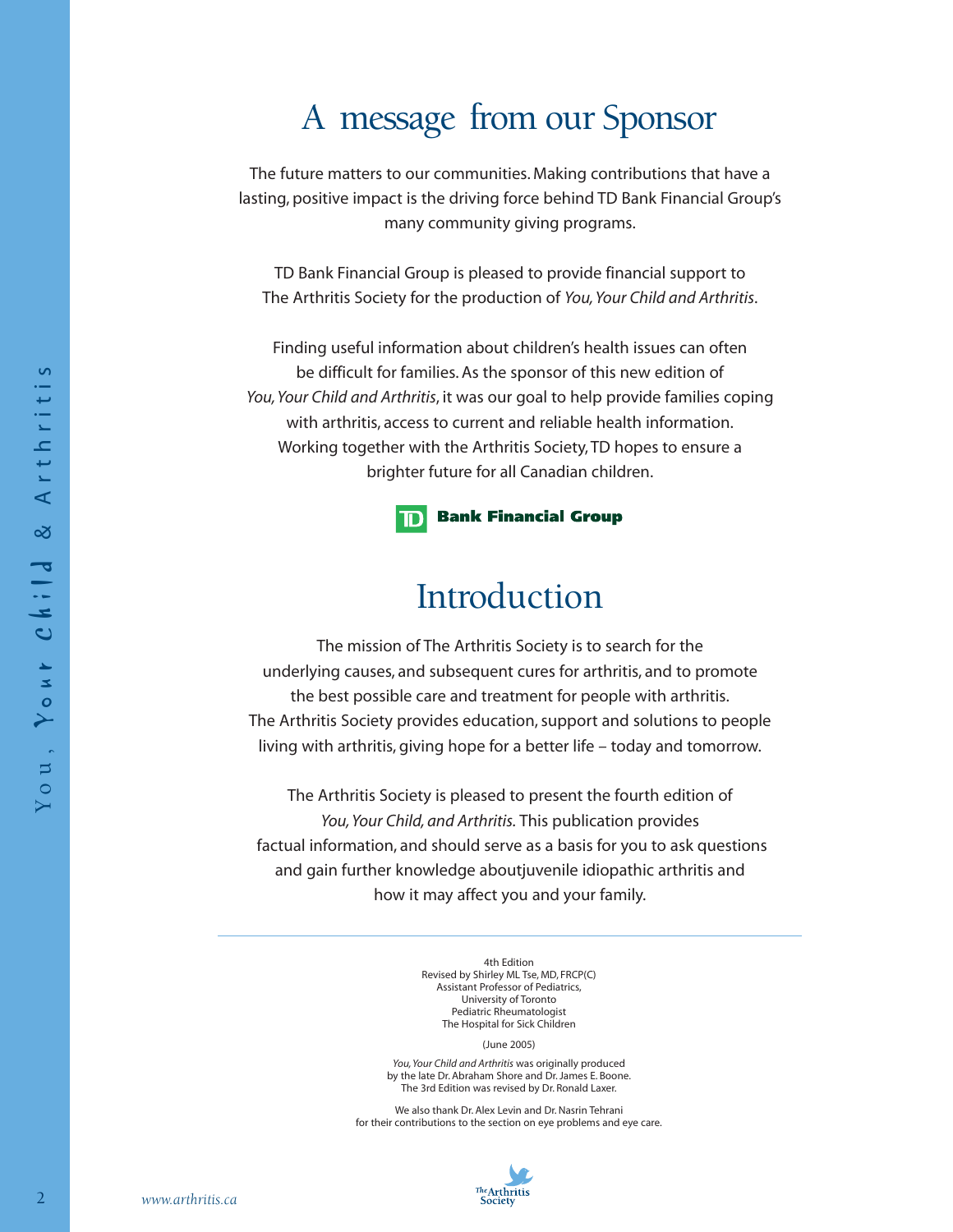# A message from our Sponsor

The future matters to our communities. Making contributions that have a lasting, positive impact is the driving force behind TD Bank Financial Group's many community giving programs.

TD Bank Financial Group is pleased to provide financial support to The Arthritis Society for the production of *You, Your Child and Arthritis*.

Finding useful information about children's health issues can often be difficult for families. As the sponsor of this new edition of *You, Your Child and Arthritis*, it was our goal to help provide families coping with arthritis, access to current and reliable health information. Working together with the Arthritis Society, TD hopes to ensure a brighter future for all Canadian children.

TD Bank Financial Group

# Introduction

The mission of The Arthritis Society is to search for the underlying causes, and subsequent cures for arthritis, and to promote the best possible care and treatment for people with arthritis. The Arthritis Society provides education, support and solutions to people living with arthritis, giving hope for a better life – today and tomorrow.

The Arthritis Society is pleased to present the fourth edition of *You, Your Child, and Arthritis*. This publication provides factual information, and should serve as a basis for you to ask questions and gain further knowledge aboutjuvenile idiopathic arthritis and how it may affect you and your family.

---

4th Edition
Revised by Shirley ML Tse, MD, FRCP(C)
Assistant Professor of Pediatrics,
University of Toronto
Pediatric Rheumatologist
The Hospital for Sick Children

(June 2005)

*You, Your Child and Arthritis* was originally produced by the late Dr. Abraham Shore and Dr. James E. Boone. The 3rd Edition was revised by Dr. Ronald Laxer.

We also thank Dr. Alex Levin and Dr. Nasrin Tehrani for their contributions to the section on eye problems and eye care.

The Arthritis Society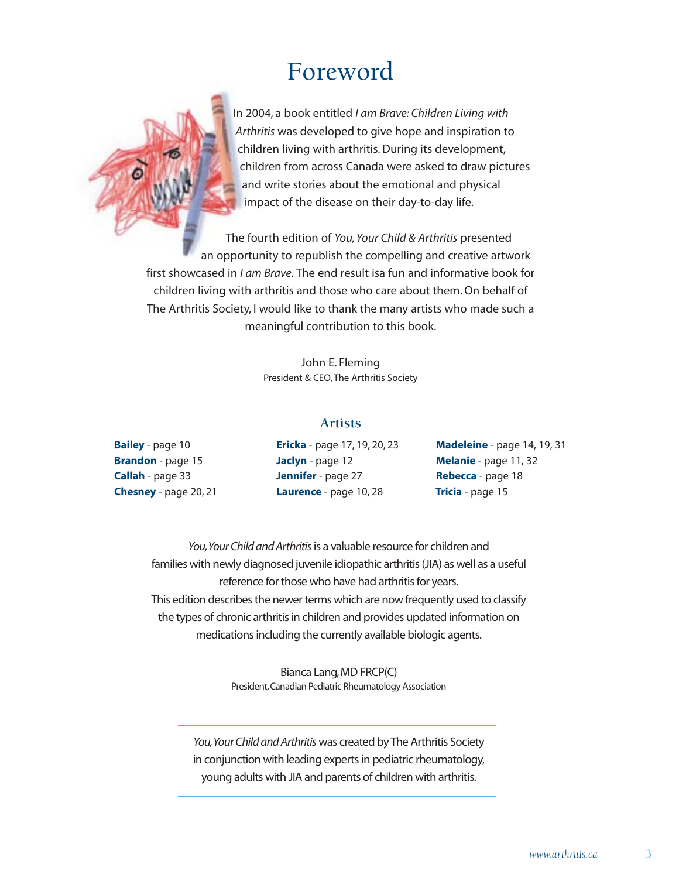# Foreword

In 2004, a book entitled *I am Brave: Children Living with Arthritis* was developed to give hope and inspiration to children living with arthritis. During its development, children from across Canada were asked to draw pictures and write stories about the emotional and physical impact of the disease on their day-to-day life.

The fourth edition of *You, Your Child & Arthritis* presented an opportunity to republish the compelling and creative artwork first showcased in *I am Brave.* The end result isa fun and informative book for children living with arthritis and those who care about them. On behalf of The Arthritis Society, I would like to thank the many artists who made such a meaningful contribution to this book.

John E. Fleming
President & CEO, The Arthritis Society

## Artists

**Bailey** - page 10
**Brandon** - page 15
**Callah** - page 33
**Chesney** - page 20, 21
**Ericka** - page 17, 19, 20, 23
**Jaclyn** - page 12
**Jennifer** - page 27
**Laurence** - page 10, 28
**Madeleine** - page 14, 19, 31
**Melanie** - page 11, 32
**Rebecca** - page 18
**Tricia** - page 15

*You, Your Child and Arthritis* is a valuable resource for children and families with newly diagnosed juvenile idiopathic arthritis (JIA) as well as a useful reference for those who have had arthritis for years.
This edition describes the newer terms which are now frequently used to classify the types of chronic arthritis in children and provides updated information on medications including the currently available biologic agents.

Bianca Lang, MD FRCP(C)
President, Canadian Pediatric Rheumatology Association

---

*You, Your Child and Arthritis* was created by The Arthritis Society in conjunction with leading experts in pediatric rheumatology, young adults with JIA and parents of children with arthritis.

---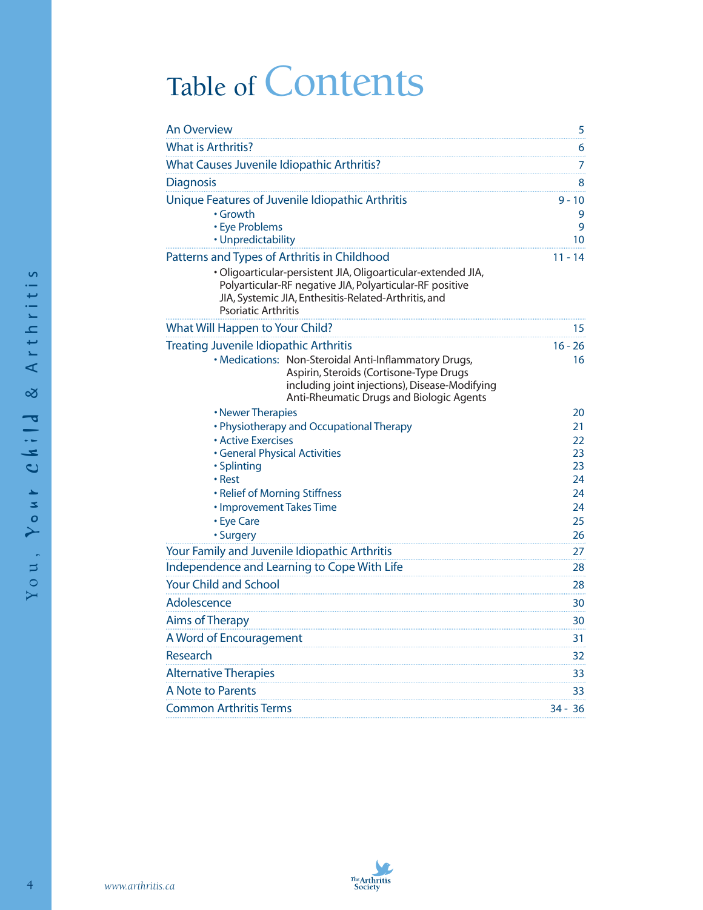# Table of Contents

| Section | Page |
|---|---|
| An Overview | 5 |
| What is Arthritis? | 6 |
| What Causes Juvenile Idiopathic Arthritis? | 7 |
| Diagnosis | 8 |
| Unique Features of Juvenile Idiopathic Arthritis | 9 - 10 |
| • Growth | 9 |
| • Eye Problems | 9 |
| • Unpredictability | 10 |
| Patterns and Types of Arthritis in Childhood | 11 - 14 |
| • Oligoarticular-persistent JIA, Oligoarticular-extended JIA, Polyarticular-RF negative JIA, Polyarticular-RF positive JIA, Systemic JIA, Enthesitis-Related-Arthritis, and Psoriatic Arthritis | |
| What Will Happen to Your Child? | 15 |
| Treating Juvenile Idiopathic Arthritis | 16 - 26 |
| • Medications: Non-Steroidal Anti-Inflammatory Drugs, Aspirin, Steroids (Cortisone-Type Drugs including joint injections), Disease-Modifying Anti-Rheumatic Drugs and Biologic Agents | 16 |
| • Newer Therapies | 20 |
| • Physiotherapy and Occupational Therapy | 21 |
| • Active Exercises | 22 |
| • General Physical Activities | 23 |
| • Splinting | 23 |
| • Rest | 24 |
| • Relief of Morning Stiffness | 24 |
| • Improvement Takes Time | 24 |
| • Eye Care | 25 |
| • Surgery | 26 |
| Your Family and Juvenile Idiopathic Arthritis | 27 |
| Independence and Learning to Cope With Life | 28 |
| Your Child and School | 28 |
| Adolescence | 30 |
| Aims of Therapy | 30 |
| A Word of Encouragement | 31 |
| Research | 32 |
| Alternative Therapies | 33 |
| A Note to Parents | 33 |
| Common Arthritis Terms | 34 - 36 |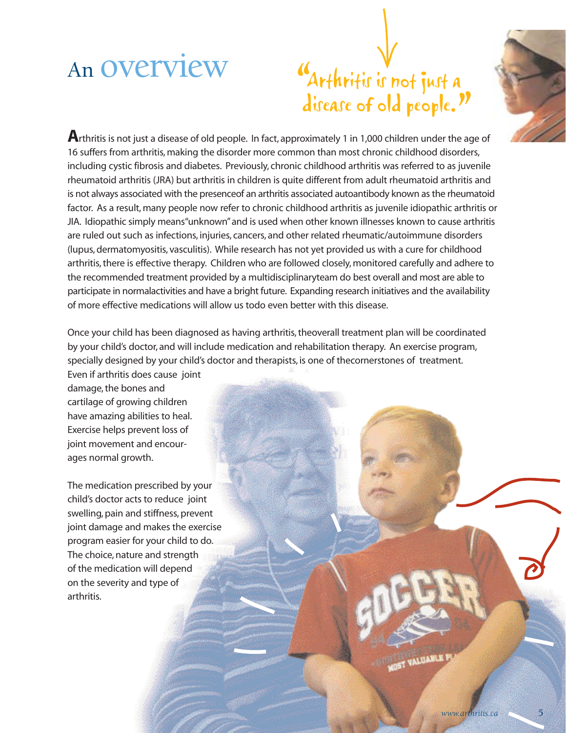# An overview

"Arthritis is not just a disease of old people."

Arthritis is not just a disease of old people. In fact, approximately 1 in 1,000 children under the age of 16 suffers from arthritis, making the disorder more common than most chronic childhood disorders, including cystic fibrosis and diabetes. Previously, chronic childhood arthritis was referred to as juvenile rheumatoid arthritis (JRA) but arthritis in children is quite different from adult rheumatoid arthritis and is not always associated with the presenceof an arthritis associated autoantibody known as the rheumatoid factor. As a result, many people now refer to chronic childhood arthritis as juvenile idiopathic arthritis or JIA. Idiopathic simply means"unknown" and is used when other known illnesses known to cause arthritis are ruled out such as infections, injuries, cancers, and other related rheumatic/autoimmune disorders (lupus, dermatomyositis, vasculitis). While research has not yet provided us with a cure for childhood arthritis, there is effective therapy. Children who are followed closely, monitored carefully and adhere to the recommended treatment provided by a multidisciplinaryteam do best overall and most are able to participate in normalactivities and have a bright future. Expanding research initiatives and the availability of more effective medications will allow us todo even better with this disease.

Once your child has been diagnosed as having arthritis, theoverall treatment plan will be coordinated by your child's doctor, and will include medication and rehabilitation therapy. An exercise program, specially designed by your child's doctor and therapists, is one of thecornerstones of treatment. Even if arthritis does cause joint damage, the bones and cartilage of growing children have amazing abilities to heal. Exercise helps prevent loss of joint movement and encourages normal growth.

The medication prescribed by your child's doctor acts to reduce joint swelling, pain and stiffness, prevent joint damage and makes the exercise program easier for your child to do. The choice, nature and strength of the medication will depend on the severity and type of arthritis.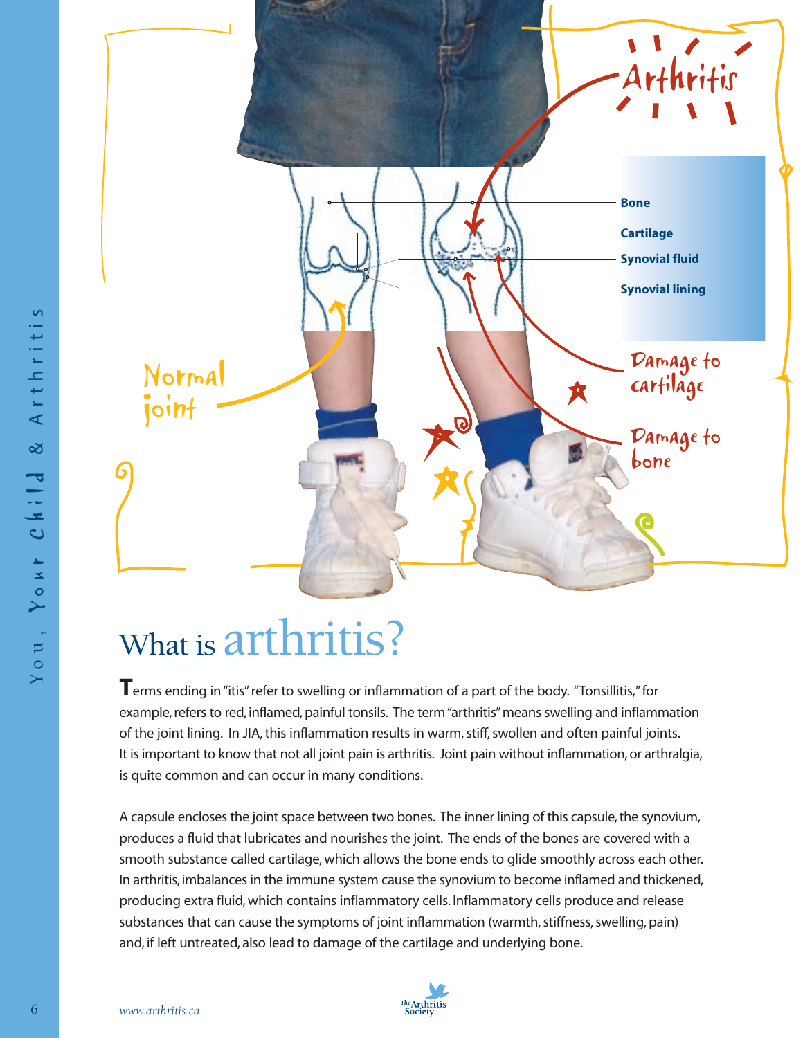Normal joint

Arthritis

Bone

Cartilage

Synovial fluid

Synovial lining

Damage to cartilage

Damage to bone

# What is arthritis?

Terms ending in "itis" refer to swelling or inflammation of a part of the body. "Tonsillitis," for example, refers to red, inflamed, painful tonsils. The term "arthritis" means swelling and inflammation of the joint lining. In JIA, this inflammation results in warm, stiff, swollen and often painful joints. It is important to know that not all joint pain is arthritis. Joint pain without inflammation, or arthralgia, is quite common and can occur in many conditions.

A capsule encloses the joint space between two bones. The inner lining of this capsule, the synovium, produces a fluid that lubricates and nourishes the joint. The ends of the bones are covered with a smooth substance called cartilage, which allows the bone ends to glide smoothly across each other. In arthritis, imbalances in the immune system cause the synovium to become inflamed and thickened, producing extra fluid, which contains inflammatory cells. Inflammatory cells produce and release substances that can cause the symptoms of joint inflammation (warmth, stiffness, swelling, pain) and, if left untreated, also lead to damage of the cartilage and underlying bone.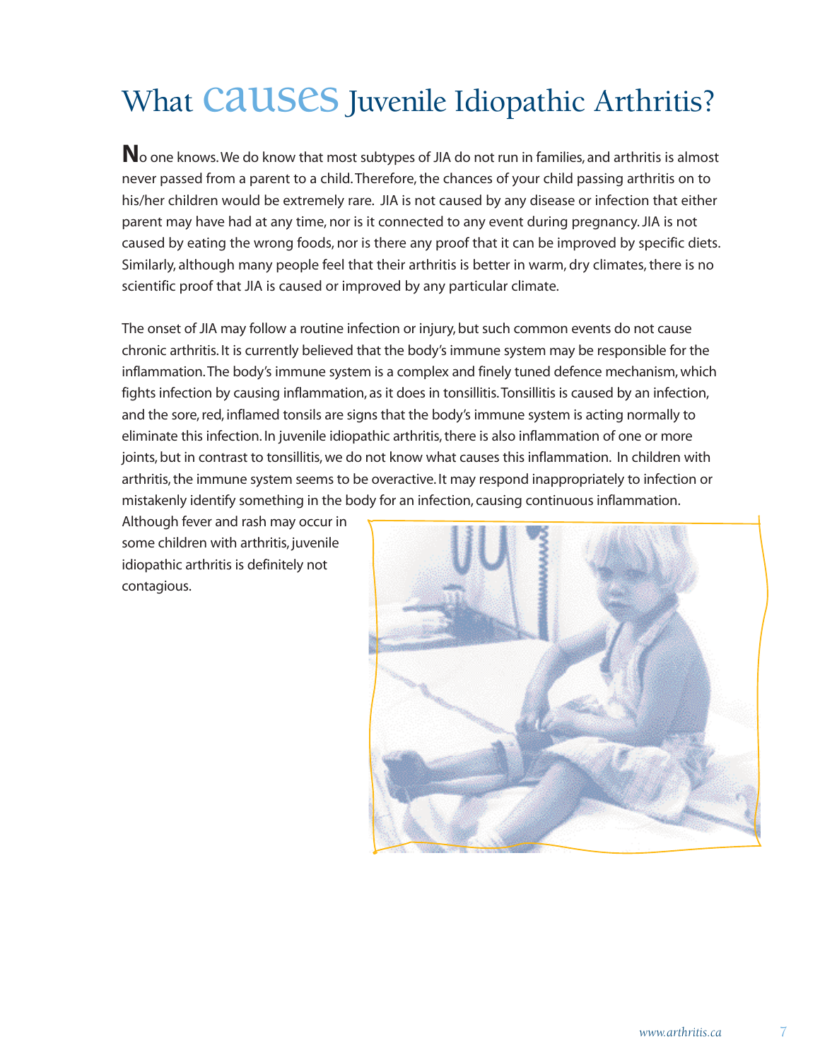# What causes Juvenile Idiopathic Arthritis?

No one knows. We do know that most subtypes of JIA do not run in families, and arthritis is almost never passed from a parent to a child. Therefore, the chances of your child passing arthritis on to his/her children would be extremely rare. JIA is not caused by any disease or infection that either parent may have had at any time, nor is it connected to any event during pregnancy. JIA is not caused by eating the wrong foods, nor is there any proof that it can be improved by specific diets. Similarly, although many people feel that their arthritis is better in warm, dry climates, there is no scientific proof that JIA is caused or improved by any particular climate.

The onset of JIA may follow a routine infection or injury, but such common events do not cause chronic arthritis. It is currently believed that the body's immune system may be responsible for the inflammation. The body's immune system is a complex and finely tuned defence mechanism, which fights infection by causing inflammation, as it does in tonsillitis. Tonsillitis is caused by an infection, and the sore, red, inflamed tonsils are signs that the body's immune system is acting normally to eliminate this infection. In juvenile idiopathic arthritis, there is also inflammation of one or more joints, but in contrast to tonsillitis, we do not know what causes this inflammation. In children with arthritis, the immune system seems to be overactive. It may respond inappropriately to infection or mistakenly identify something in the body for an infection, causing continuous inflammation. Although fever and rash may occur in some children with arthritis, juvenile idiopathic arthritis is definitely not contagious.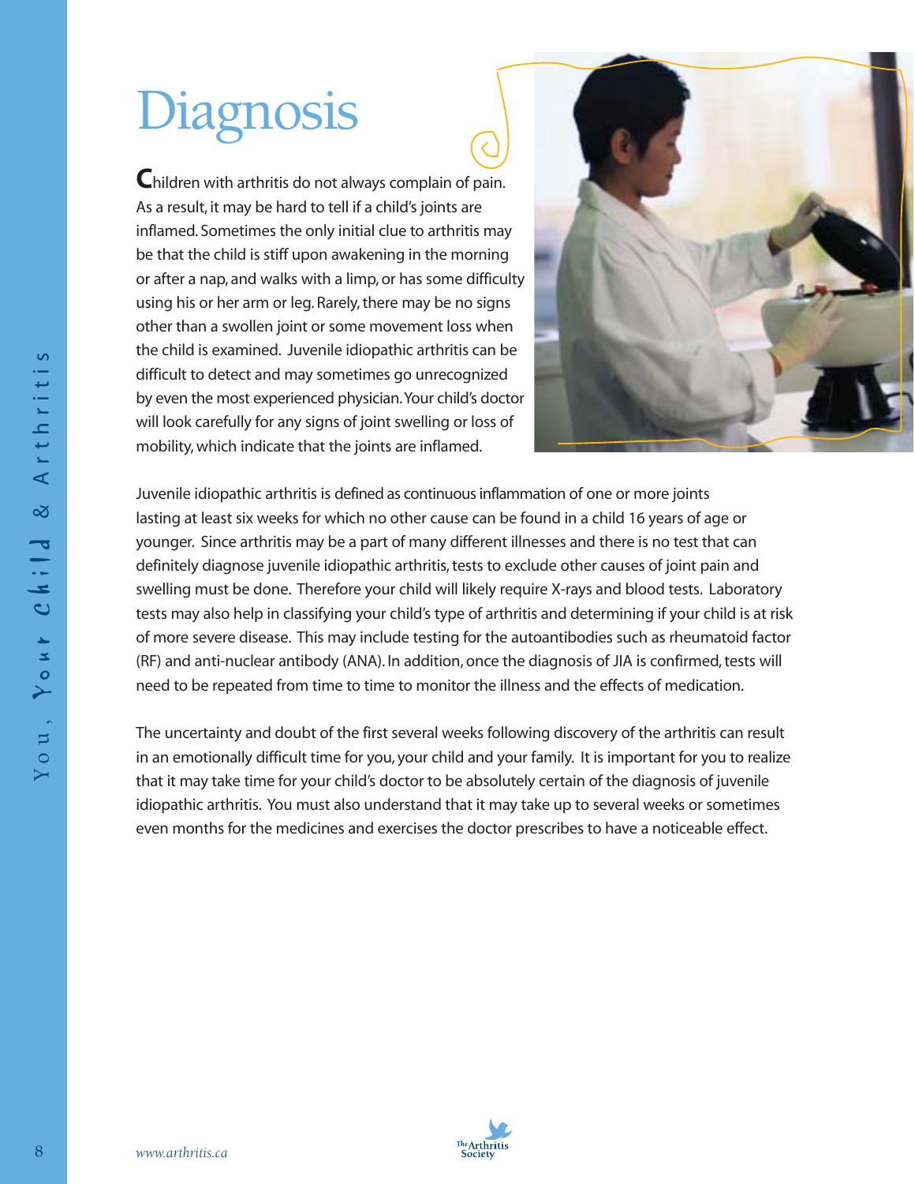# Diagnosis

Children with arthritis do not always complain of pain. As a result, it may be hard to tell if a child's joints are inflamed. Sometimes the only initial clue to arthritis may be that the child is stiff upon awakening in the morning or after a nap, and walks with a limp, or has some difficulty using his or her arm or leg. Rarely, there may be no signs other than a swollen joint or some movement loss when the child is examined. Juvenile idiopathic arthritis can be difficult to detect and may sometimes go unrecognized by even the most experienced physician. Your child's doctor will look carefully for any signs of joint swelling or loss of mobility, which indicate that the joints are inflamed.

Juvenile idiopathic arthritis is defined as continuous inflammation of one or more joints lasting at least six weeks for which no other cause can be found in a child 16 years of age or younger. Since arthritis may be a part of many different illnesses and there is no test that can definitely diagnose juvenile idiopathic arthritis, tests to exclude other causes of joint pain and swelling must be done. Therefore your child will likely require X-rays and blood tests. Laboratory tests may also help in classifying your child's type of arthritis and determining if your child is at risk of more severe disease. This may include testing for the autoantibodies such as rheumatoid factor (RF) and anti-nuclear antibody (ANA). In addition, once the diagnosis of JIA is confirmed, tests will need to be repeated from time to time to monitor the illness and the effects of medication.

The uncertainty and doubt of the first several weeks following discovery of the arthritis can result in an emotionally difficult time for you, your child and your family. It is important for you to realize that it may take time for your child's doctor to be absolutely certain of the diagnosis of juvenile idiopathic arthritis. You must also understand that it may take up to several weeks or sometimes even months for the medicines and exercises the doctor prescribes to have a noticeable effect.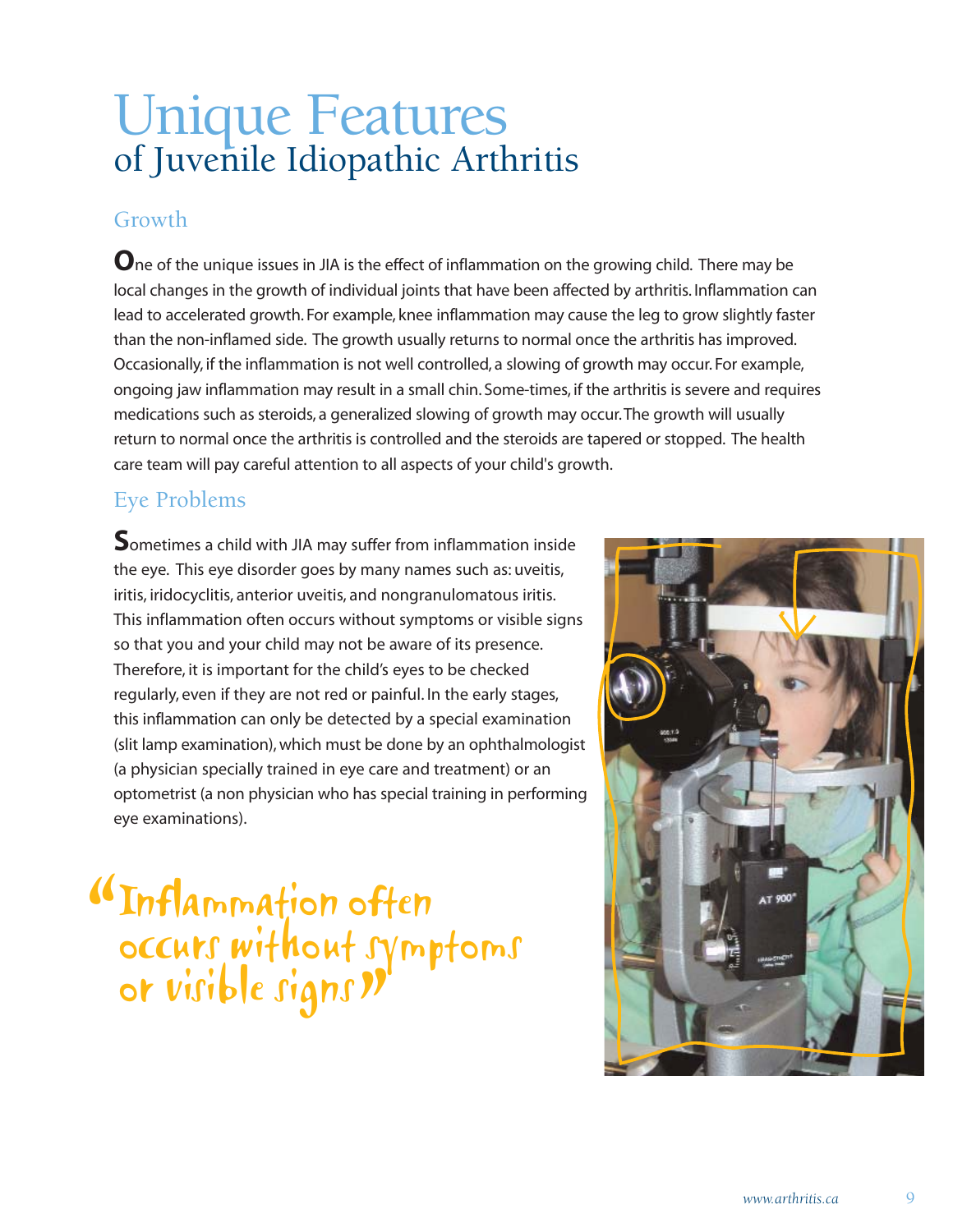# Unique Features
## of Juvenile Idiopathic Arthritis

### Growth

One of the unique issues in JIA is the effect of inflammation on the growing child. There may be local changes in the growth of individual joints that have been affected by arthritis. Inflammation can lead to accelerated growth. For example, knee inflammation may cause the leg to grow slightly faster than the non-inflamed side. The growth usually returns to normal once the arthritis has improved. Occasionally, if the inflammation is not well controlled, a slowing of growth may occur. For example, ongoing jaw inflammation may result in a small chin. Some-times, if the arthritis is severe and requires medications such as steroids, a generalized slowing of growth may occur. The growth will usually return to normal once the arthritis is controlled and the steroids are tapered or stopped. The health care team will pay careful attention to all aspects of your child's growth.

### Eye Problems

Sometimes a child with JIA may suffer from inflammation inside the eye. This eye disorder goes by many names such as: uveitis, iritis, iridocyclitis, anterior uveitis, and nongranulomatous iritis. This inflammation often occurs without symptoms or visible signs so that you and your child may not be aware of its presence. Therefore, it is important for the child's eyes to be checked regularly, even if they are not red or painful. In the early stages, this inflammation can only be detected by a special examination (slit lamp examination), which must be done by an ophthalmologist (a physician specially trained in eye care and treatment) or an optometrist (a non physician who has special training in performing eye examinations).

"Inflammation often occurs without symptoms or visible signs"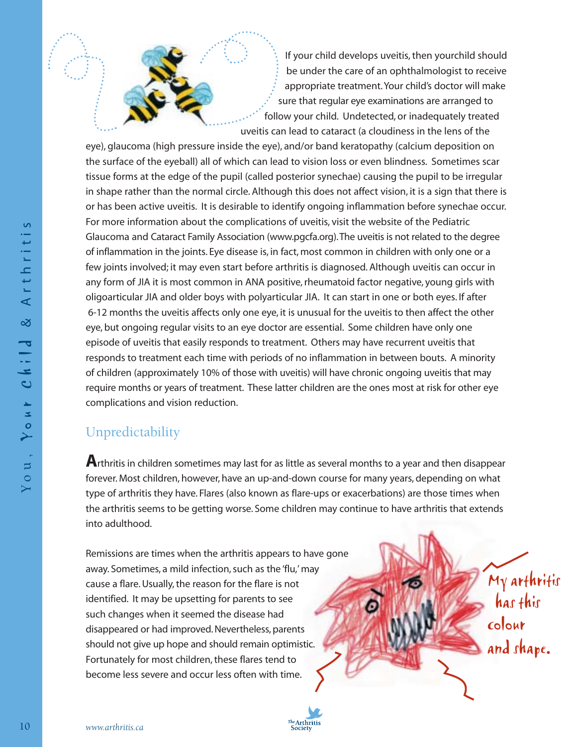If your child develops uveitis, then yourchild should be under the care of an ophthalmologist to receive appropriate treatment. Your child's doctor will make sure that regular eye examinations are arranged to follow your child. Undetected, or inadequately treated uveitis can lead to cataract (a cloudiness in the lens of the eye), glaucoma (high pressure inside the eye), and/or band keratopathy (calcium deposition on the surface of the eyeball) all of which can lead to vision loss or even blindness. Sometimes scar tissue forms at the edge of the pupil (called posterior synechae) causing the pupil to be irregular in shape rather than the normal circle. Although this does not affect vision, it is a sign that there is or has been active uveitis. It is desirable to identify ongoing inflammation before synechae occur. For more information about the complications of uveitis, visit the website of the Pediatric Glaucoma and Cataract Family Association (www.pgcfa.org). The uveitis is not related to the degree of inflammation in the joints. Eye disease is, in fact, most common in children with only one or a few joints involved; it may even start before arthritis is diagnosed. Although uveitis can occur in any form of JIA it is most common in ANA positive, rheumatoid factor negative, young girls with oligoarticular JIA and older boys with polyarticular JIA. It can start in one or both eyes. If after 6-12 months the uveitis affects only one eye, it is unusual for the uveitis to then affect the other eye, but ongoing regular visits to an eye doctor are essential. Some children have only one episode of uveitis that easily responds to treatment. Others may have recurrent uveitis that responds to treatment each time with periods of no inflammation in between bouts. A minority of children (approximately 10% of those with uveitis) will have chronic ongoing uveitis that may require months or years of treatment. These latter children are the ones most at risk for other eye complications and vision reduction.

## Unpredictability

**A**rthritis in children sometimes may last for as little as several months to a year and then disappear forever. Most children, however, have an up-and-down course for many years, depending on what type of arthritis they have. Flares (also known as flare-ups or exacerbations) are those times when the arthritis seems to be getting worse. Some children may continue to have arthritis that extends into adulthood.

Remissions are times when the arthritis appears to have gone away. Sometimes, a mild infection, such as the 'flu,' may cause a flare. Usually, the reason for the flare is not identified. It may be upsetting for parents to see such changes when it seemed the disease had disappeared or had improved. Nevertheless, parents should not give up hope and should remain optimistic. Fortunately for most children, these flares tend to become less severe and occur less often with time.

My arthritis has this colour and shape.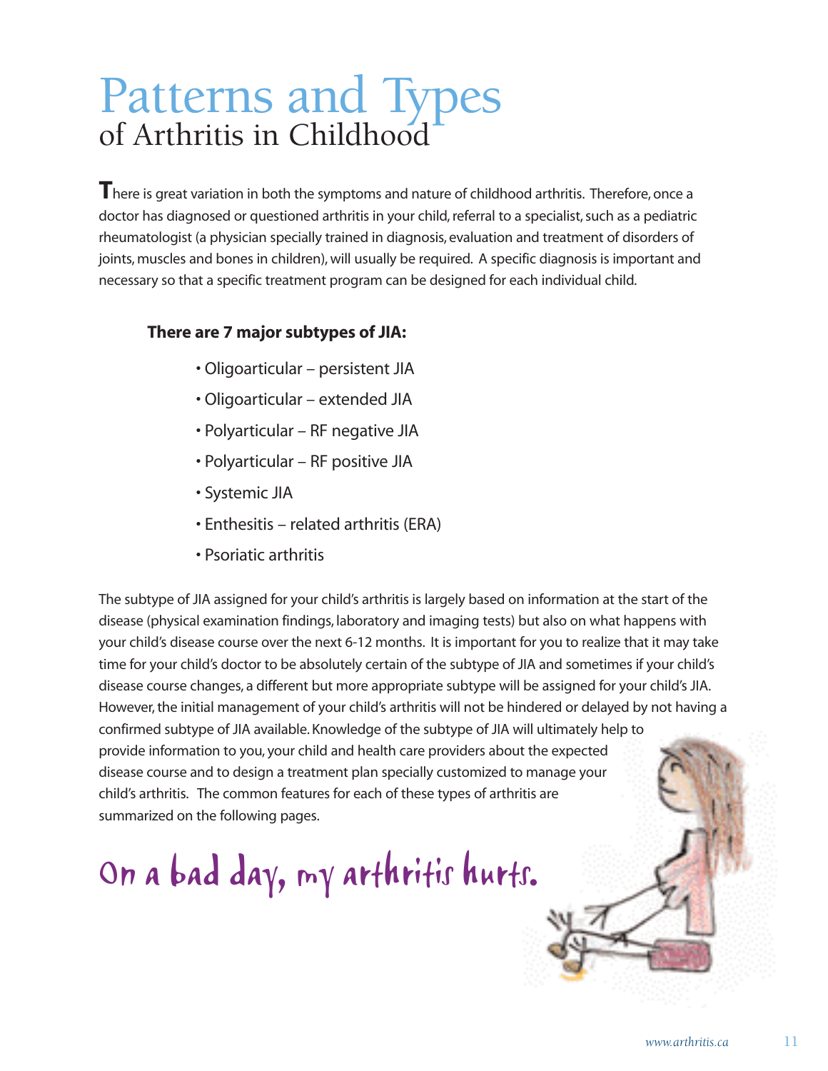# Patterns and Types
## of Arthritis in Childhood

There is great variation in both the symptoms and nature of childhood arthritis. Therefore, once a doctor has diagnosed or questioned arthritis in your child, referral to a specialist, such as a pediatric rheumatologist (a physician specially trained in diagnosis, evaluation and treatment of disorders of joints, muscles and bones in children), will usually be required. A specific diagnosis is important and necessary so that a specific treatment program can be designed for each individual child.

**There are 7 major subtypes of JIA:**

- Oligoarticular – persistent JIA
- Oligoarticular – extended JIA
- Polyarticular – RF negative JIA
- Polyarticular – RF positive JIA
- Systemic JIA
- Enthesitis – related arthritis (ERA)
- Psoriatic arthritis

The subtype of JIA assigned for your child's arthritis is largely based on information at the start of the disease (physical examination findings, laboratory and imaging tests) but also on what happens with your child's disease course over the next 6-12 months. It is important for you to realize that it may take time for your child's doctor to be absolutely certain of the subtype of JIA and sometimes if your child's disease course changes, a different but more appropriate subtype will be assigned for your child's JIA. However, the initial management of your child's arthritis will not be hindered or delayed by not having a confirmed subtype of JIA available. Knowledge of the subtype of JIA will ultimately help to provide information to you, your child and health care providers about the expected disease course and to design a treatment plan specially customized to manage your child's arthritis. The common features for each of these types of arthritis are summarized on the following pages.

On a bad day, my arthritis hurts.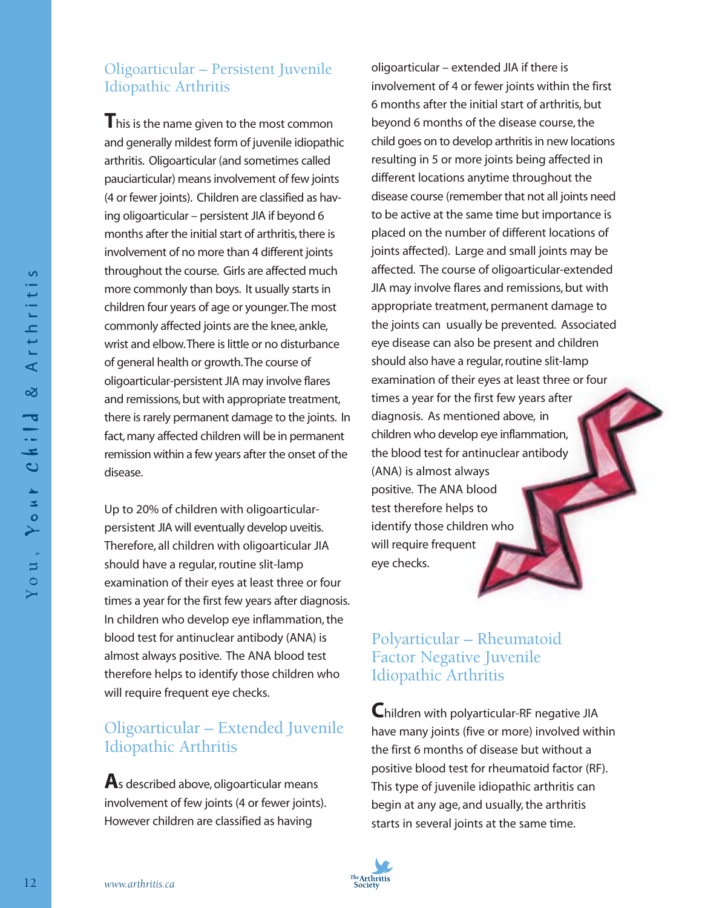## Oligoarticular – Persistent Juvenile Idiopathic Arthritis

This is the name given to the most common and generally mildest form of juvenile idiopathic arthritis. Oligoarticular (and sometimes called pauciarticular) means involvement of few joints (4 or fewer joints). Children are classified as having oligoarticular – persistent JIA if beyond 6 months after the initial start of arthritis, there is involvement of no more than 4 different joints throughout the course. Girls are affected much more commonly than boys. It usually starts in children four years of age or younger. The most commonly affected joints are the knee, ankle, wrist and elbow. There is little or no disturbance of general health or growth. The course of oligoarticular-persistent JIA may involve flares and remissions, but with appropriate treatment, there is rarely permanent damage to the joints. In fact, many affected children will be in permanent remission within a few years after the onset of the disease.

Up to 20% of children with oligoarticular-persistent JIA will eventually develop uveitis. Therefore, all children with oligoarticular JIA should have a regular, routine slit-lamp examination of their eyes at least three or four times a year for the first few years after diagnosis. In children who develop eye inflammation, the blood test for antinuclear antibody (ANA) is almost always positive. The ANA blood test therefore helps to identify those children who will require frequent eye checks.

## Oligoarticular – Extended Juvenile Idiopathic Arthritis

As described above, oligoarticular means involvement of few joints (4 or fewer joints). However children are classified as having oligoarticular – extended JIA if there is involvement of 4 or fewer joints within the first 6 months after the initial start of arthritis, but beyond 6 months of the disease course, the child goes on to develop arthritis in new locations resulting in 5 or more joints being affected in different locations anytime throughout the disease course (remember that not all joints need to be active at the same time but importance is placed on the number of different locations of joints affected). Large and small joints may be affected. The course of oligoarticular-extended JIA may involve flares and remissions, but with appropriate treatment, permanent damage to the joints can usually be prevented. Associated eye disease can also be present and children should also have a regular, routine slit-lamp examination of their eyes at least three or four times a year for the first few years after diagnosis. As mentioned above, in children who develop eye inflammation, the blood test for antinuclear antibody (ANA) is almost always positive. The ANA blood test therefore helps to identify those children who will require frequent eye checks.

## Polyarticular – Rheumatoid Factor Negative Juvenile Idiopathic Arthritis

Children with polyarticular-RF negative JIA have many joints (five or more) involved within the first 6 months of disease but without a positive blood test for rheumatoid factor (RF). This type of juvenile idiopathic arthritis can begin at any age, and usually, the arthritis starts in several joints at the same time.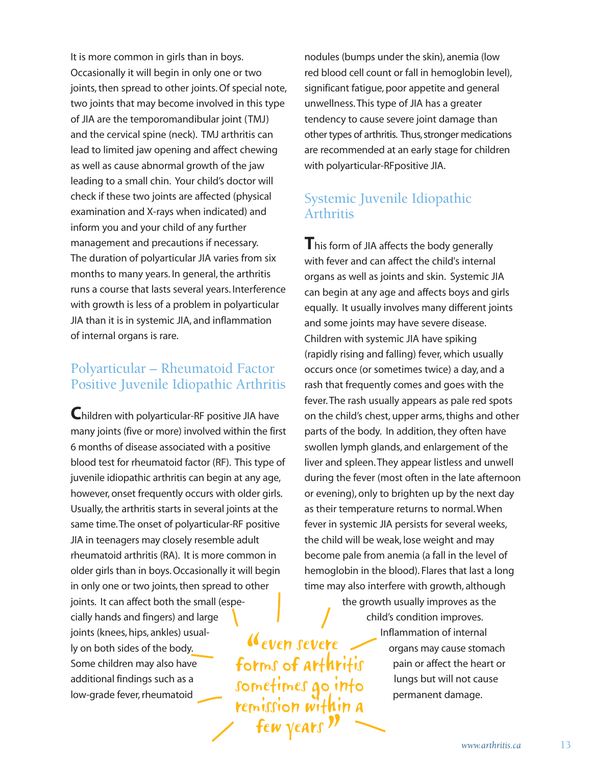It is more common in girls than in boys. Occasionally it will begin in only one or two joints, then spread to other joints. Of special note, two joints that may become involved in this type of JIA are the temporomandibular joint (TMJ) and the cervical spine (neck). TMJ arthritis can lead to limited jaw opening and affect chewing as well as cause abnormal growth of the jaw leading to a small chin. Your child's doctor will check if these two joints are affected (physical examination and X-rays when indicated) and inform you and your child of any further management and precautions if necessary. The duration of polyarticular JIA varies from six months to many years. In general, the arthritis runs a course that lasts several years. Interference with growth is less of a problem in polyarticular JIA than it is in systemic JIA, and inflammation of internal organs is rare.

## Polyarticular – Rheumatoid Factor Positive Juvenile Idiopathic Arthritis

Children with polyarticular-RF positive JIA have many joints (five or more) involved within the first 6 months of disease associated with a positive blood test for rheumatoid factor (RF). This type of juvenile idiopathic arthritis can begin at any age, however, onset frequently occurs with older girls. Usually, the arthritis starts in several joints at the same time. The onset of polyarticular-RF positive JIA in teenagers may closely resemble adult rheumatoid arthritis (RA). It is more common in older girls than in boys. Occasionally it will begin in only one or two joints, then spread to other joints. It can affect both the small (especially hands and fingers) and large joints (knees, hips, ankles) usually on both sides of the body. Some children may also have additional findings such as a low-grade fever, rheumatoid nodules (bumps under the skin), anemia (low red blood cell count or fall in hemoglobin level), significant fatigue, poor appetite and general unwellness. This type of JIA has a greater tendency to cause severe joint damage than other types of arthritis. Thus, stronger medications are recommended at an early stage for children with polyarticular-RFpositive JIA.

## Systemic Juvenile Idiopathic Arthritis

This form of JIA affects the body generally with fever and can affect the child's internal organs as well as joints and skin. Systemic JIA can begin at any age and affects boys and girls equally. It usually involves many different joints and some joints may have severe disease. Children with systemic JIA have spiking (rapidly rising and falling) fever, which usually occurs once (or sometimes twice) a day, and a rash that frequently comes and goes with the fever. The rash usually appears as pale red spots on the child's chest, upper arms, thighs and other parts of the body. In addition, they often have swollen lymph glands, and enlargement of the liver and spleen. They appear listless and unwell during the fever (most often in the late afternoon or evening), only to brighten up by the next day as their temperature returns to normal. When fever in systemic JIA persists for several weeks, the child will be weak, lose weight and may become pale from anemia (a fall in the level of hemoglobin in the blood). Flares that last a long time may also interfere with growth, although the growth usually improves as the child's condition improves. Inflammation of internal organs may cause stomach pain or affect the heart or lungs but will not cause permanent damage.

> "even severe forms of arthritis sometimes go into remission within a few years"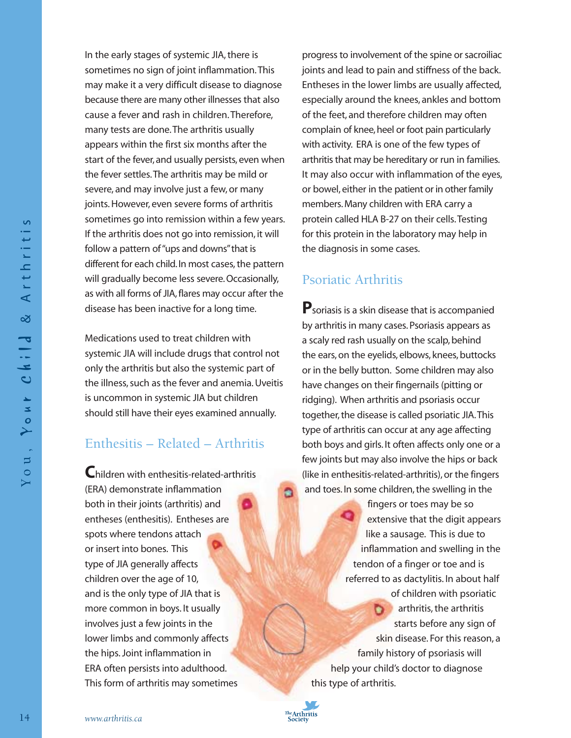In the early stages of systemic JIA, there is sometimes no sign of joint inflammation. This may make it a very difficult disease to diagnose because there are many other illnesses that also cause a fever and rash in children. Therefore, many tests are done. The arthritis usually appears within the first six months after the start of the fever, and usually persists, even when the fever settles. The arthritis may be mild or severe, and may involve just a few, or many joints. However, even severe forms of arthritis sometimes go into remission within a few years. If the arthritis does not go into remission, it will follow a pattern of "ups and downs" that is different for each child. In most cases, the pattern will gradually become less severe. Occasionally, as with all forms of JIA, flares may occur after the disease has been inactive for a long time.

Medications used to treat children with systemic JIA will include drugs that control not only the arthritis but also the systemic part of the illness, such as the fever and anemia. Uveitis is uncommon in systemic JIA but children should still have their eyes examined annually.

## Enthesitis – Related – Arthritis

Children with enthesitis-related-arthritis (ERA) demonstrate inflammation both in their joints (arthritis) and entheses (enthesitis). Entheses are spots where tendons attach or insert into bones. This type of JIA generally affects children over the age of 10, and is the only type of JIA that is more common in boys. It usually involves just a few joints in the lower limbs and commonly affects the hips. Joint inflammation in ERA often persists into adulthood. This form of arthritis may sometimes progress to involvement of the spine or sacroiliac joints and lead to pain and stiffness of the back. Entheses in the lower limbs are usually affected, especially around the knees, ankles and bottom of the feet, and therefore children may often complain of knee, heel or foot pain particularly with activity. ERA is one of the few types of arthritis that may be hereditary or run in families. It may also occur with inflammation of the eyes, or bowel, either in the patient or in other family members. Many children with ERA carry a protein called HLA B-27 on their cells. Testing for this protein in the laboratory may help in the diagnosis in some cases.

## Psoriatic Arthritis

Psoriasis is a skin disease that is accompanied by arthritis in many cases. Psoriasis appears as a scaly red rash usually on the scalp, behind the ears, on the eyelids, elbows, knees, buttocks or in the belly button. Some children may also have changes on their fingernails (pitting or ridging). When arthritis and psoriasis occur together, the disease is called psoriatic JIA. This type of arthritis can occur at any age affecting both boys and girls. It often affects only one or a few joints but may also involve the hips or back (like in enthesitis-related-arthritis), or the fingers and toes. In some children, the swelling in the fingers or toes may be so extensive that the digit appears like a sausage. This is due to inflammation and swelling in the tendon of a finger or toe and is referred to as dactylitis. In about half of children with psoriatic arthritis, the arthritis starts before any sign of skin disease. For this reason, a family history of psoriasis will help your child's doctor to diagnose this type of arthritis.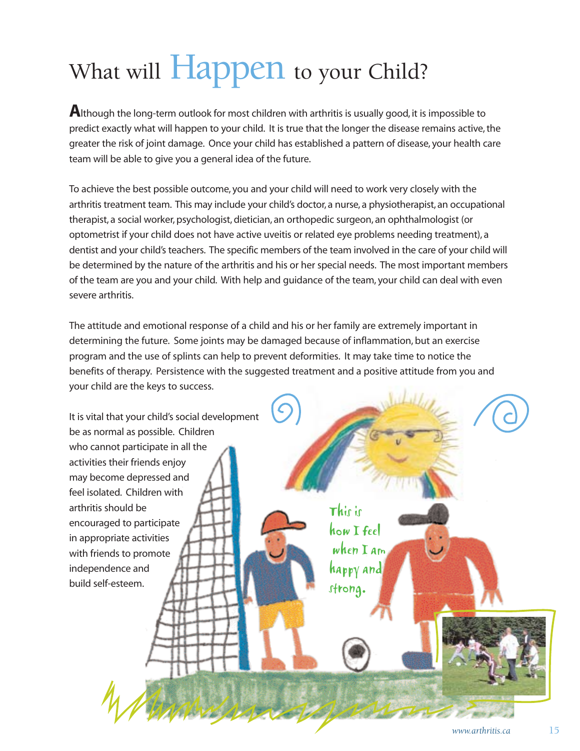# What will Happen to your Child?

Although the long-term outlook for most children with arthritis is usually good, it is impossible to predict exactly what will happen to your child. It is true that the longer the disease remains active, the greater the risk of joint damage. Once your child has established a pattern of disease, your health care team will be able to give you a general idea of the future.

To achieve the best possible outcome, you and your child will need to work very closely with the arthritis treatment team. This may include your child's doctor, a nurse, a physiotherapist, an occupational therapist, a social worker, psychologist, dietician, an orthopedic surgeon, an ophthalmologist (or optometrist if your child does not have active uveitis or related eye problems needing treatment), a dentist and your child's teachers. The specific members of the team involved in the care of your child will be determined by the nature of the arthritis and his or her special needs. The most important members of the team are you and your child. With help and guidance of the team, your child can deal with even severe arthritis.

The attitude and emotional response of a child and his or her family are extremely important in determining the future. Some joints may be damaged because of inflammation, but an exercise program and the use of splints can help to prevent deformities. It may take time to notice the benefits of therapy. Persistence with the suggested treatment and a positive attitude from you and your child are the keys to success.

It is vital that your child's social development be as normal as possible. Children who cannot participate in all the activities their friends enjoy may become depressed and feel isolated. Children with arthritis should be encouraged to participate in appropriate activities with friends to promote independence and build self-esteem.

This is how I feel when I am happy and strong.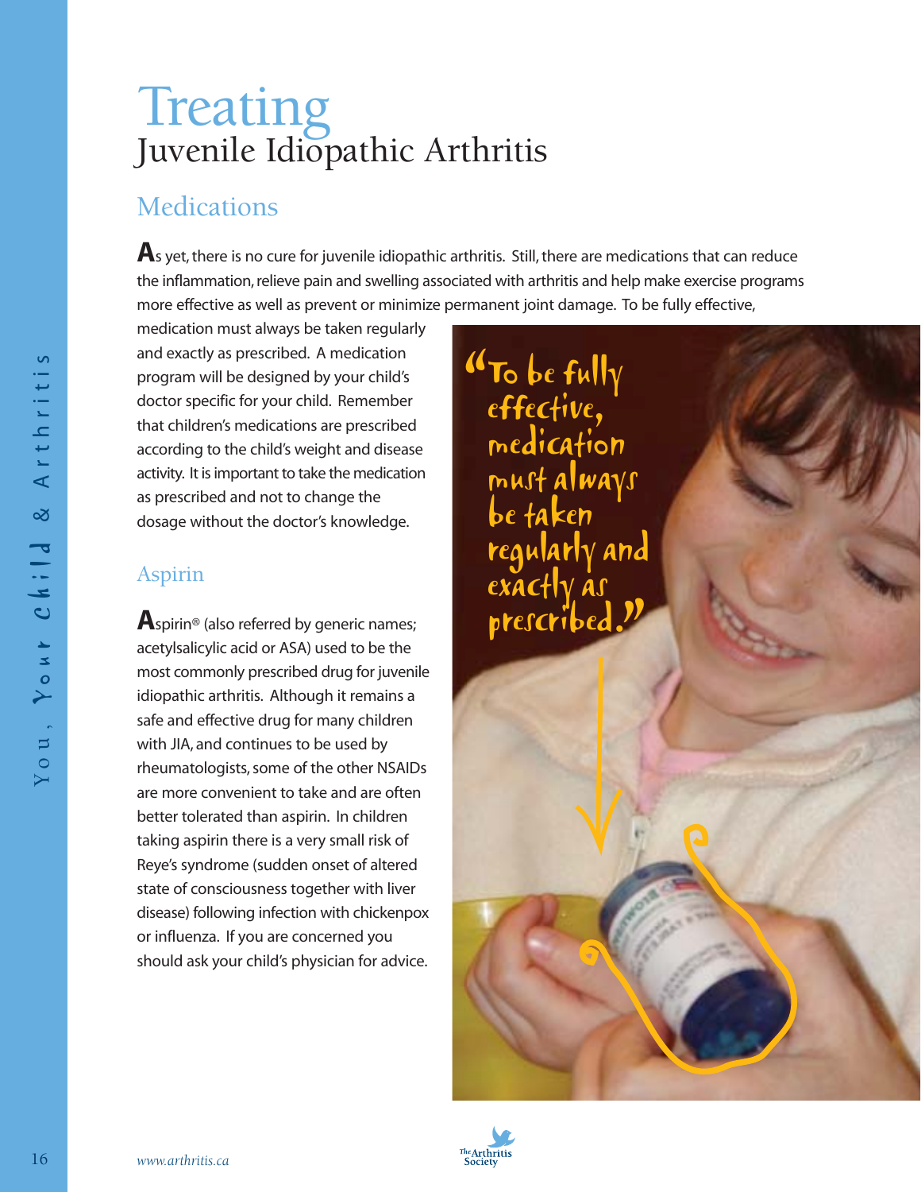# Treating
## Juvenile Idiopathic Arthritis

### Medications

As yet, there is no cure for juvenile idiopathic arthritis. Still, there are medications that can reduce the inflammation, relieve pain and swelling associated with arthritis and help make exercise programs more effective as well as prevent or minimize permanent joint damage. To be fully effective, medication must always be taken regularly and exactly as prescribed. A medication program will be designed by your child's doctor specific for your child. Remember that children's medications are prescribed according to the child's weight and disease activity. It is important to take the medication as prescribed and not to change the dosage without the doctor's knowledge.

"To be fully effective, medication must always be taken regularly and exactly as prescribed."

### Aspirin

Aspirin® (also referred by generic names; acetylsalicylic acid or ASA) used to be the most commonly prescribed drug for juvenile idiopathic arthritis. Although it remains a safe and effective drug for many children with JIA, and continues to be used by rheumatologists, some of the other NSAIDs are more convenient to take and are often better tolerated than aspirin. In children taking aspirin there is a very small risk of Reye's syndrome (sudden onset of altered state of consciousness together with liver disease) following infection with chickenpox or influenza. If you are concerned you should ask your child's physician for advice.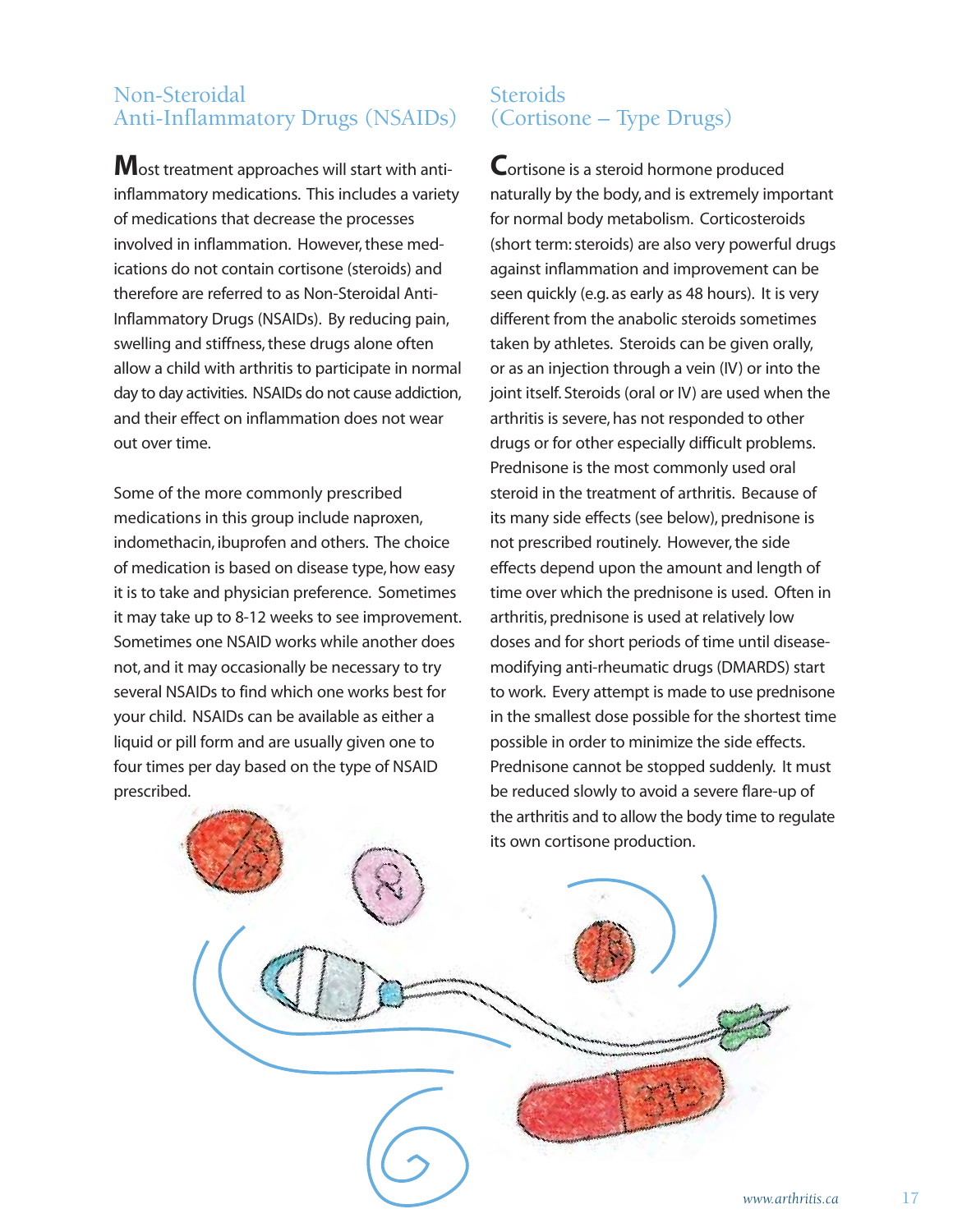## Non-Steroidal Anti-Inflammatory Drugs (NSAIDs)

Most treatment approaches will start with anti-inflammatory medications. This includes a variety of medications that decrease the processes involved in inflammation. However, these medications do not contain cortisone (steroids) and therefore are referred to as Non-Steroidal Anti-Inflammatory Drugs (NSAIDs). By reducing pain, swelling and stiffness, these drugs alone often allow a child with arthritis to participate in normal day to day activities. NSAIDs do not cause addiction, and their effect on inflammation does not wear out over time.

Some of the more commonly prescribed medications in this group include naproxen, indomethacin, ibuprofen and others. The choice of medication is based on disease type, how easy it is to take and physician preference. Sometimes it may take up to 8-12 weeks to see improvement. Sometimes one NSAID works while another does not, and it may occasionally be necessary to try several NSAIDs to find which one works best for your child. NSAIDs can be available as either a liquid or pill form and are usually given one to four times per day based on the type of NSAID prescribed.

## Steroids (Cortisone – Type Drugs)

Cortisone is a steroid hormone produced naturally by the body, and is extremely important for normal body metabolism. Corticosteroids (short term: steroids) are also very powerful drugs against inflammation and improvement can be seen quickly (e.g. as early as 48 hours). It is very different from the anabolic steroids sometimes taken by athletes. Steroids can be given orally, or as an injection through a vein (IV) or into the joint itself. Steroids (oral or IV) are used when the arthritis is severe, has not responded to other drugs or for other especially difficult problems. Prednisone is the most commonly used oral steroid in the treatment of arthritis. Because of its many side effects (see below), prednisone is not prescribed routinely. However, the side effects depend upon the amount and length of time over which the prednisone is used. Often in arthritis, prednisone is used at relatively low doses and for short periods of time until disease-modifying anti-rheumatic drugs (DMARDS) start to work. Every attempt is made to use prednisone in the smallest dose possible for the shortest time possible in order to minimize the side effects. Prednisone cannot be stopped suddenly. It must be reduced slowly to avoid a severe flare-up of the arthritis and to allow the body time to regulate its own cortisone production.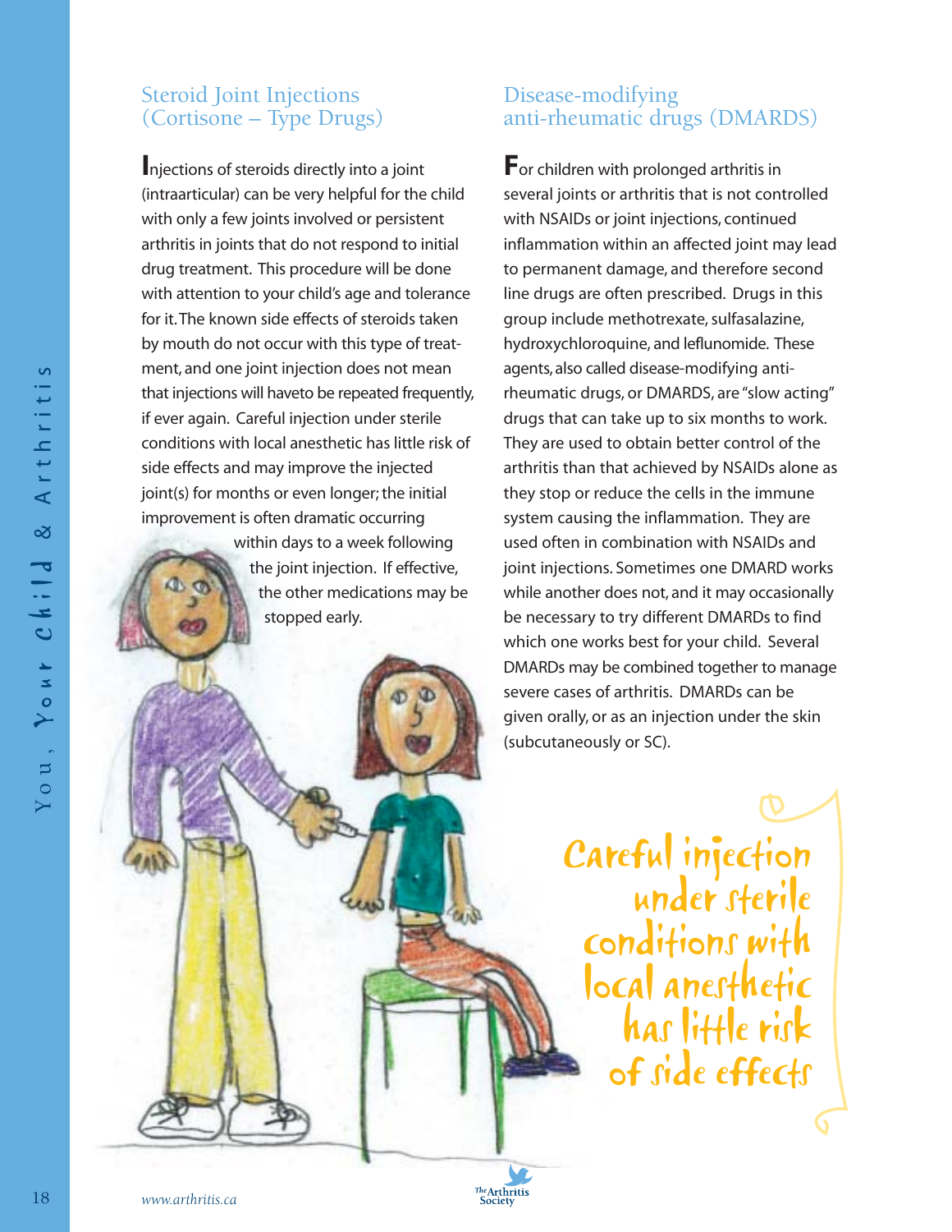## Steroid Joint Injections (Cortisone – Type Drugs)

Injections of steroids directly into a joint (intraarticular) can be very helpful for the child with only a few joints involved or persistent arthritis in joints that do not respond to initial drug treatment. This procedure will be done with attention to your child's age and tolerance for it. The known side effects of steroids taken by mouth do not occur with this type of treatment, and one joint injection does not mean that injections will haveto be repeated frequently, if ever again. Careful injection under sterile conditions with local anesthetic has little risk of side effects and may improve the injected joint(s) for months or even longer; the initial improvement is often dramatic occurring within days to a week following the joint injection. If effective, the other medications may be stopped early.

## Disease-modifying anti-rheumatic drugs (DMARDS)

For children with prolonged arthritis in several joints or arthritis that is not controlled with NSAIDs or joint injections, continued inflammation within an affected joint may lead to permanent damage, and therefore second line drugs are often prescribed. Drugs in this group include methotrexate, sulfasalazine, hydroxychloroquine, and leflunomide. These agents, also called disease-modifying anti-rheumatic drugs, or DMARDS, are "slow acting" drugs that can take up to six months to work. They are used to obtain better control of the arthritis than that achieved by NSAIDs alone as they stop or reduce the cells in the immune system causing the inflammation. They are used often in combination with NSAIDs and joint injections. Sometimes one DMARD works while another does not, and it may occasionally be necessary to try different DMARDs to find which one works best for your child. Several DMARDs may be combined together to manage severe cases of arthritis. DMARDs can be given orally, or as an injection under the skin (subcutaneously or SC).

Careful injection under sterile conditions with local anesthetic has little risk of side effects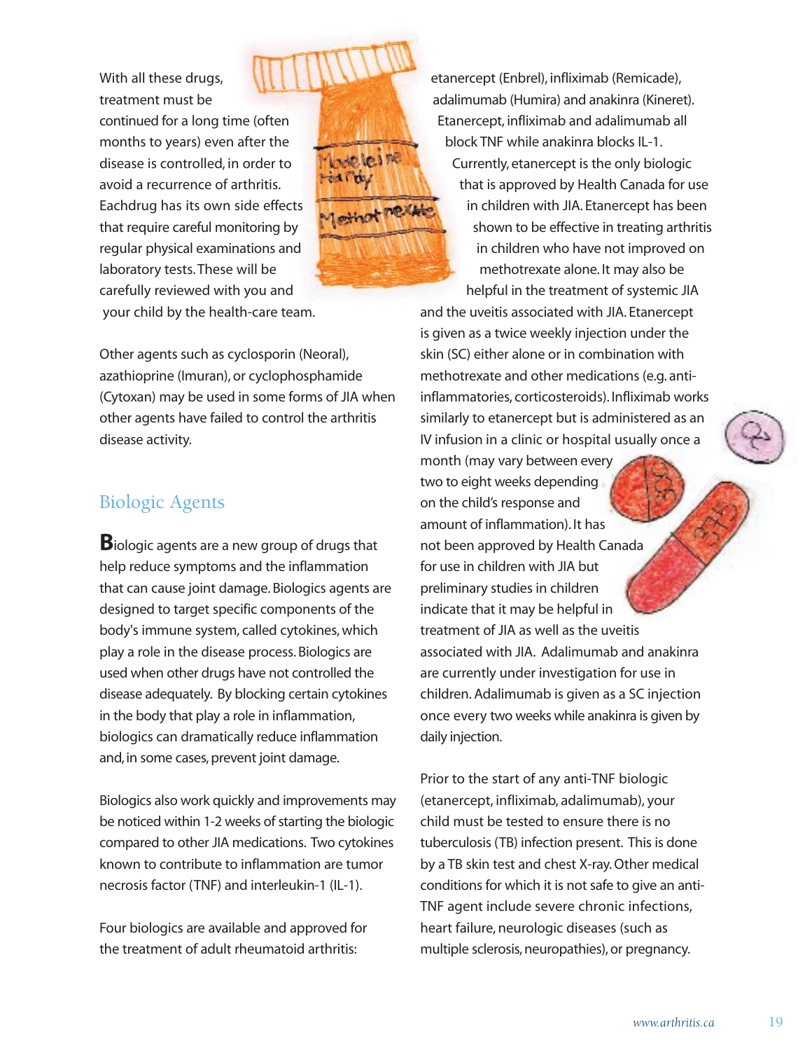With all these drugs, treatment must be continued for a long time (often months to years) even after the disease is controlled, in order to avoid a recurrence of arthritis. Eachdrug has its own side effects that require careful monitoring by regular physical examinations and laboratory tests. These will be carefully reviewed with you and your child by the health-care team.

Other agents such as cyclosporin (Neoral), azathioprine (Imuran), or cyclophosphamide (Cytoxan) may be used in some forms of JIA when other agents have failed to control the arthritis disease activity.

## Biologic Agents

**B**iologic agents are a new group of drugs that help reduce symptoms and the inflammation that can cause joint damage. Biologics agents are designed to target specific components of the body's immune system, called cytokines, which play a role in the disease process. Biologics are used when other drugs have not controlled the disease adequately. By blocking certain cytokines in the body that play a role in inflammation, biologics can dramatically reduce inflammation and, in some cases, prevent joint damage.

Biologics also work quickly and improvements may be noticed within 1-2 weeks of starting the biologic compared to other JIA medications. Two cytokines known to contribute to inflammation are tumor necrosis factor (TNF) and interleukin-1 (IL-1).

Four biologics are available and approved for the treatment of adult rheumatoid arthritis: etanercept (Enbrel), infliximab (Remicade), adalimumab (Humira) and anakinra (Kineret). Etanercept, infliximab and adalimumab all block TNF while anakinra blocks IL-1. Currently, etanercept is the only biologic that is approved by Health Canada for use in children with JIA. Etanercept has been shown to be effective in treating arthritis in children who have not improved on methotrexate alone. It may also be helpful in the treatment of systemic JIA and the uveitis associated with JIA. Etanercept is given as a twice weekly injection under the skin (SC) either alone or in combination with methotrexate and other medications (e.g. anti-inflammatories, corticosteroids). Infliximab works similarly to etanercept but is administered as an IV infusion in a clinic or hospital usually once a month (may vary between every two to eight weeks depending on the child's response and amount of inflammation). It has not been approved by Health Canada for use in children with JIA but preliminary studies in children indicate that it may be helpful in treatment of JIA as well as the uveitis associated with JIA. Adalimumab and anakinra are currently under investigation for use in children. Adalimumab is given as a SC injection once every two weeks while anakinra is given by daily injection.

Prior to the start of any anti-TNF biologic (etanercept, infliximab, adalimumab), your child must be tested to ensure there is no tuberculosis (TB) infection present. This is done by a TB skin test and chest X-ray. Other medical conditions for which it is not safe to give an anti-TNF agent include severe chronic infections, heart failure, neurologic diseases (such as multiple sclerosis, neuropathies), or pregnancy.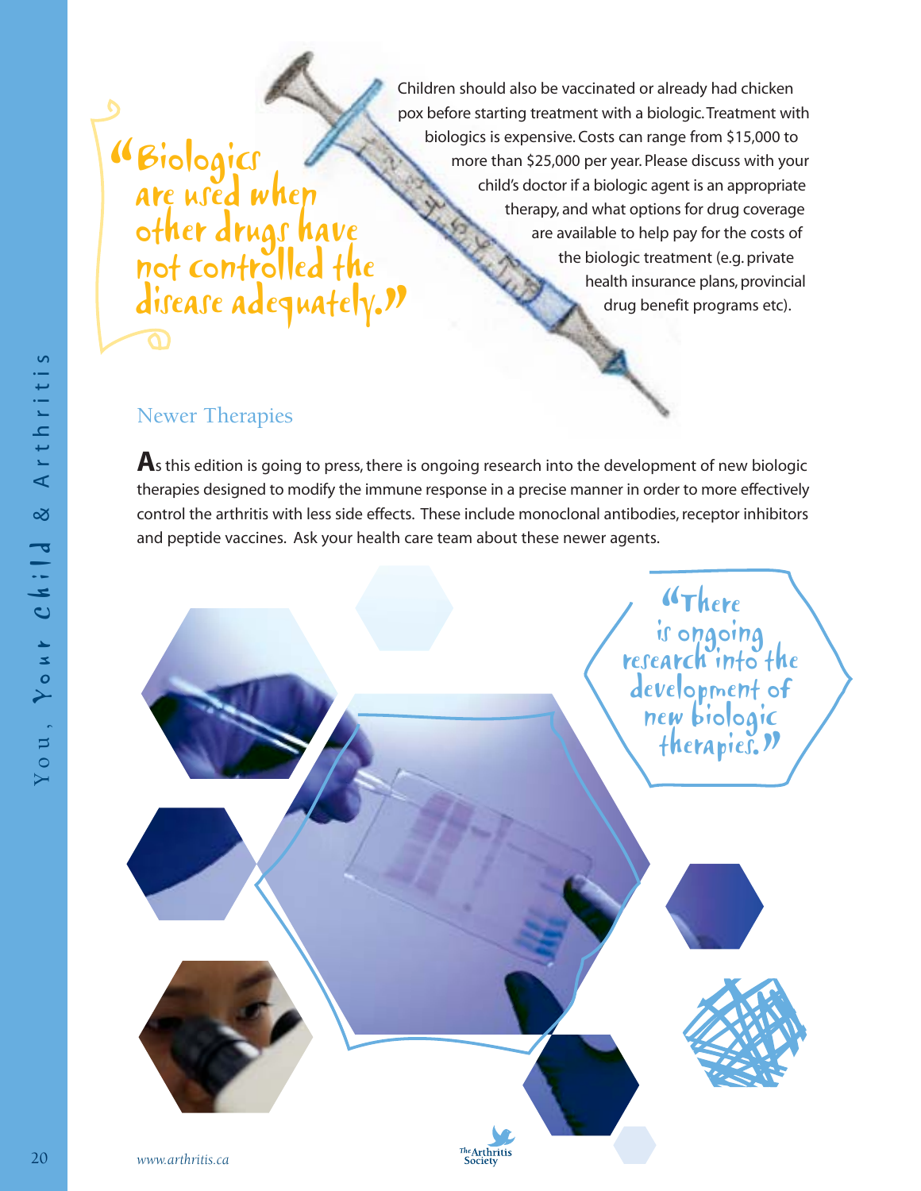"Biologics are used when other drugs have not controlled the disease adequately."

Children should also be vaccinated or already had chicken pox before starting treatment with a biologic. Treatment with biologics is expensive. Costs can range from $15,000 to more than $25,000 per year. Please discuss with your child's doctor if a biologic agent is an appropriate therapy, and what options for drug coverage are available to help pay for the costs of the biologic treatment (e.g. private health insurance plans, provincial drug benefit programs etc).

## Newer Therapies

As this edition is going to press, there is ongoing research into the development of new biologic therapies designed to modify the immune response in a precise manner in order to more effectively control the arthritis with less side effects. These include monoclonal antibodies, receptor inhibitors and peptide vaccines. Ask your health care team about these newer agents.

"There is ongoing research into the development of new biologic therapies."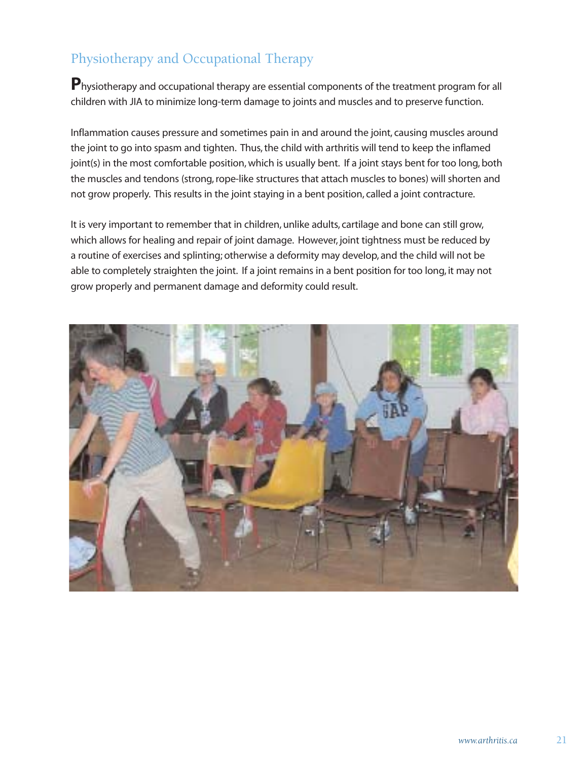## Physiotherapy and Occupational Therapy

**P**hysiotherapy and occupational therapy are essential components of the treatment program for all children with JIA to minimize long-term damage to joints and muscles and to preserve function.

Inflammation causes pressure and sometimes pain in and around the joint, causing muscles around the joint to go into spasm and tighten. Thus, the child with arthritis will tend to keep the inflamed joint(s) in the most comfortable position, which is usually bent. If a joint stays bent for too long, both the muscles and tendons (strong, rope-like structures that attach muscles to bones) will shorten and not grow properly. This results in the joint staying in a bent position, called a joint contracture.

It is very important to remember that in children, unlike adults, cartilage and bone can still grow, which allows for healing and repair of joint damage. However, joint tightness must be reduced by a routine of exercises and splinting; otherwise a deformity may develop, and the child will not be able to completely straighten the joint. If a joint remains in a bent position for too long, it may not grow properly and permanent damage and deformity could result.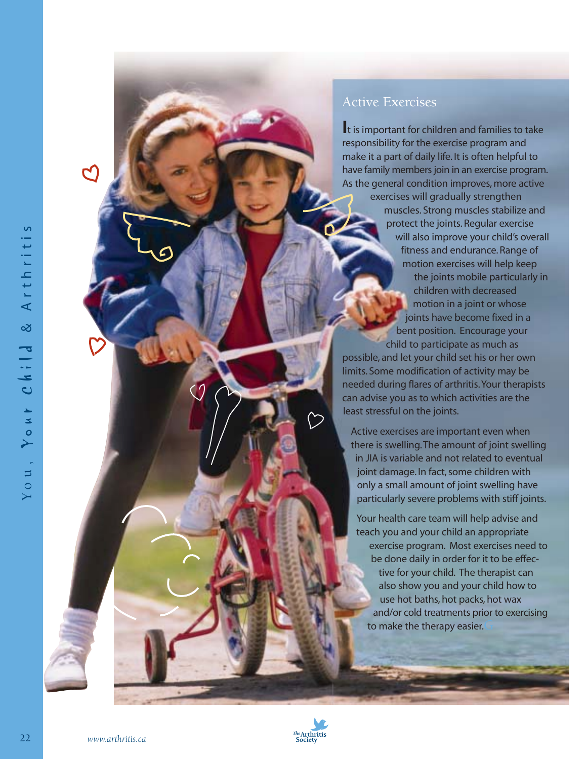## Active Exercises

It is important for children and families to take responsibility for the exercise program and make it a part of daily life. It is often helpful to have family members join in an exercise program. As the general condition improves, more active exercises will gradually strengthen muscles. Strong muscles stabilize and protect the joints. Regular exercise will also improve your child's overall fitness and endurance. Range of motion exercises will help keep the joints mobile particularly in children with decreased motion in a joint or whose joints have become fixed in a bent position. Encourage your child to participate as much as possible, and let your child set his or her own limits. Some modification of activity may be needed during flares of arthritis. Your therapists can advise you as to which activities are the least stressful on the joints.

Active exercises are important even when there is swelling. The amount of joint swelling in JIA is variable and not related to eventual joint damage. In fact, some children with only a small amount of joint swelling have particularly severe problems with stiff joints.

Your health care team will help advise and teach you and your child an appropriate exercise program. Most exercises need to be done daily in order for it to be effective for your child. The therapist can also show you and your child how to use hot baths, hot packs, hot wax and/or cold treatments prior to exercising to make the therapy easier.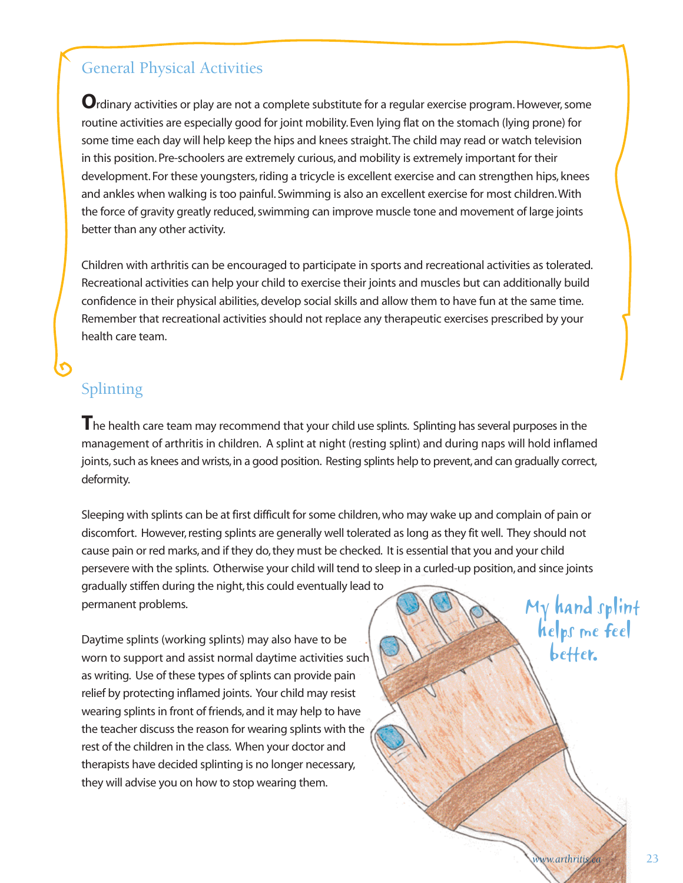## General Physical Activities

**O**rdinary activities or play are not a complete substitute for a regular exercise program. However, some routine activities are especially good for joint mobility. Even lying flat on the stomach (lying prone) for some time each day will help keep the hips and knees straight. The child may read or watch television in this position. Pre-schoolers are extremely curious, and mobility is extremely important for their development. For these youngsters, riding a tricycle is excellent exercise and can strengthen hips, knees and ankles when walking is too painful. Swimming is also an excellent exercise for most children. With the force of gravity greatly reduced, swimming can improve muscle tone and movement of large joints better than any other activity.

Children with arthritis can be encouraged to participate in sports and recreational activities as tolerated. Recreational activities can help your child to exercise their joints and muscles but can additionally build confidence in their physical abilities, develop social skills and allow them to have fun at the same time. Remember that recreational activities should not replace any therapeutic exercises prescribed by your health care team.

## Splinting

**T**he health care team may recommend that your child use splints. Splinting has several purposes in the management of arthritis in children. A splint at night (resting splint) and during naps will hold inflamed joints, such as knees and wrists, in a good position. Resting splints help to prevent, and can gradually correct, deformity.

Sleeping with splints can be at first difficult for some children, who may wake up and complain of pain or discomfort. However, resting splints are generally well tolerated as long as they fit well. They should not cause pain or red marks, and if they do, they must be checked. It is essential that you and your child persevere with the splints. Otherwise your child will tend to sleep in a curled-up position, and since joints gradually stiffen during the night, this could eventually lead to permanent problems.

Daytime splints (working splints) may also have to be worn to support and assist normal daytime activities such as writing. Use of these types of splints can provide pain relief by protecting inflamed joints. Your child may resist wearing splints in front of friends, and it may help to have the teacher discuss the reason for wearing splints with the rest of the children in the class. When your doctor and therapists have decided splinting is no longer necessary, they will advise you on how to stop wearing them.

My hand splint helps me feel better.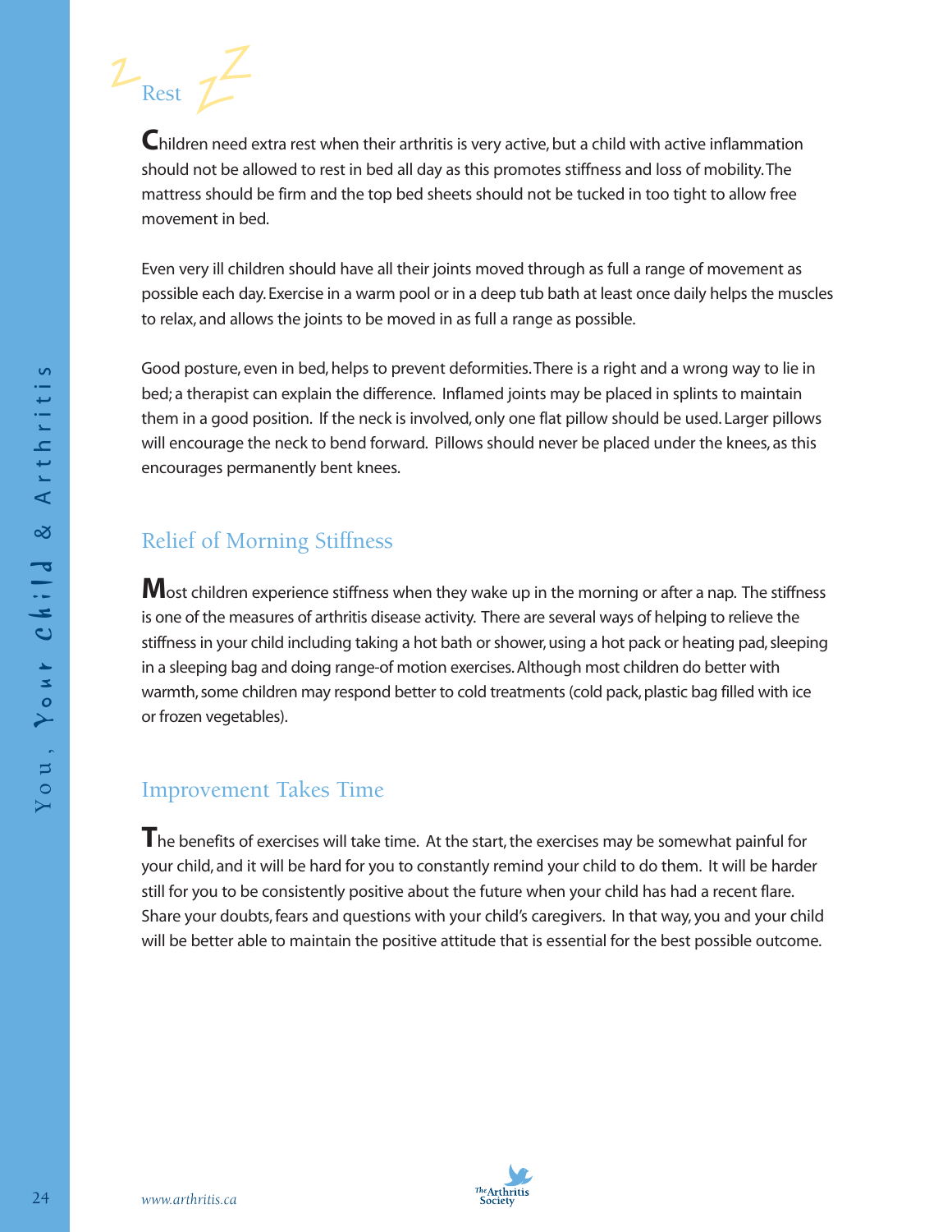## Rest

Children need extra rest when their arthritis is very active, but a child with active inflammation should not be allowed to rest in bed all day as this promotes stiffness and loss of mobility. The mattress should be firm and the top bed sheets should not be tucked in too tight to allow free movement in bed.

Even very ill children should have all their joints moved through as full a range of movement as possible each day. Exercise in a warm pool or in a deep tub bath at least once daily helps the muscles to relax, and allows the joints to be moved in as full a range as possible.

Good posture, even in bed, helps to prevent deformities. There is a right and a wrong way to lie in bed; a therapist can explain the difference. Inflamed joints may be placed in splints to maintain them in a good position. If the neck is involved, only one flat pillow should be used. Larger pillows will encourage the neck to bend forward. Pillows should never be placed under the knees, as this encourages permanently bent knees.

## Relief of Morning Stiffness

Most children experience stiffness when they wake up in the morning or after a nap. The stiffness is one of the measures of arthritis disease activity. There are several ways of helping to relieve the stiffness in your child including taking a hot bath or shower, using a hot pack or heating pad, sleeping in a sleeping bag and doing range-of motion exercises. Although most children do better with warmth, some children may respond better to cold treatments (cold pack, plastic bag filled with ice or frozen vegetables).

## Improvement Takes Time

The benefits of exercises will take time. At the start, the exercises may be somewhat painful for your child, and it will be hard for you to constantly remind your child to do them. It will be harder still for you to be consistently positive about the future when your child has had a recent flare. Share your doubts, fears and questions with your child's caregivers. In that way, you and your child will be better able to maintain the positive attitude that is essential for the best possible outcome.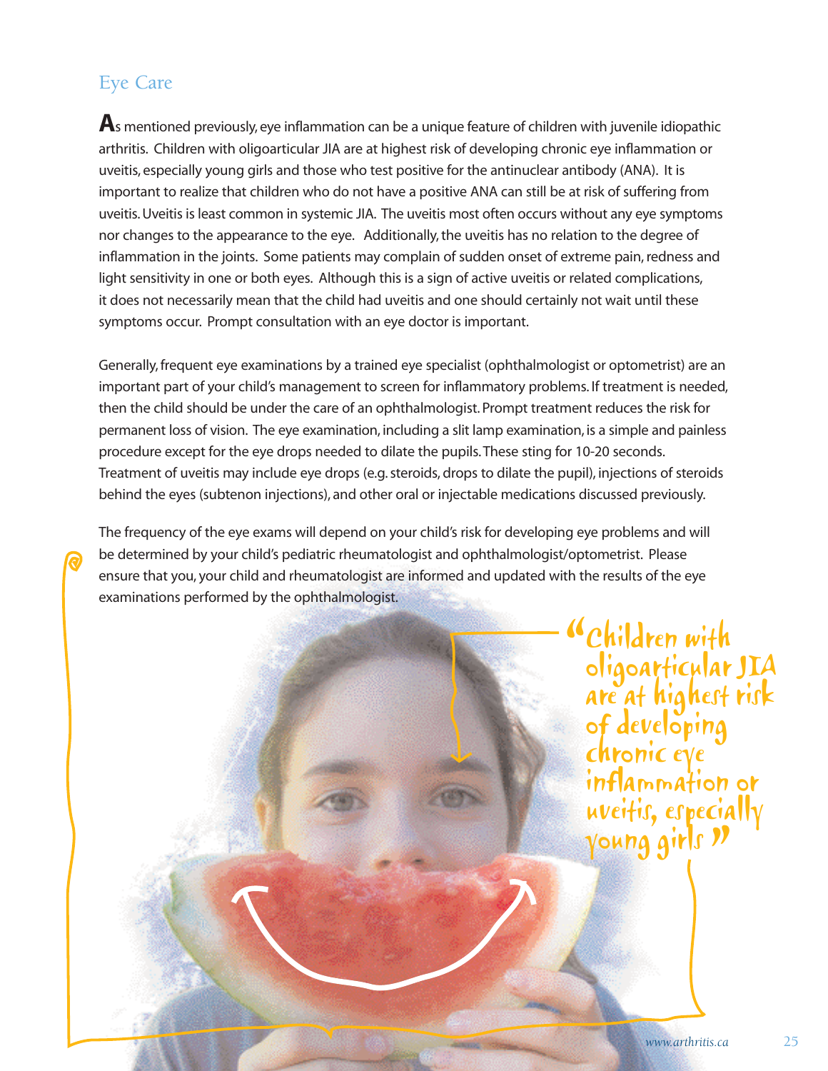## Eye Care

As mentioned previously, eye inflammation can be a unique feature of children with juvenile idiopathic arthritis. Children with oligoarticular JIA are at highest risk of developing chronic eye inflammation or uveitis, especially young girls and those who test positive for the antinuclear antibody (ANA). It is important to realize that children who do not have a positive ANA can still be at risk of suffering from uveitis. Uveitis is least common in systemic JIA. The uveitis most often occurs without any eye symptoms nor changes to the appearance to the eye. Additionally, the uveitis has no relation to the degree of inflammation in the joints. Some patients may complain of sudden onset of extreme pain, redness and light sensitivity in one or both eyes. Although this is a sign of active uveitis or related complications, it does not necessarily mean that the child had uveitis and one should certainly not wait until these symptoms occur. Prompt consultation with an eye doctor is important.

Generally, frequent eye examinations by a trained eye specialist (ophthalmologist or optometrist) are an important part of your child's management to screen for inflammatory problems. If treatment is needed, then the child should be under the care of an ophthalmologist. Prompt treatment reduces the risk for permanent loss of vision. The eye examination, including a slit lamp examination, is a simple and painless procedure except for the eye drops needed to dilate the pupils. These sting for 10-20 seconds. Treatment of uveitis may include eye drops (e.g. steroids, drops to dilate the pupil), injections of steroids behind the eyes (subtenon injections), and other oral or injectable medications discussed previously.

The frequency of the eye exams will depend on your child's risk for developing eye problems and will be determined by your child's pediatric rheumatologist and ophthalmologist/optometrist. Please ensure that you, your child and rheumatologist are informed and updated with the results of the eye examinations performed by the ophthalmologist.

> "Children with oligoarticular JIA are at highest risk of developing chronic eye inflammation or uveitis, especially young girls"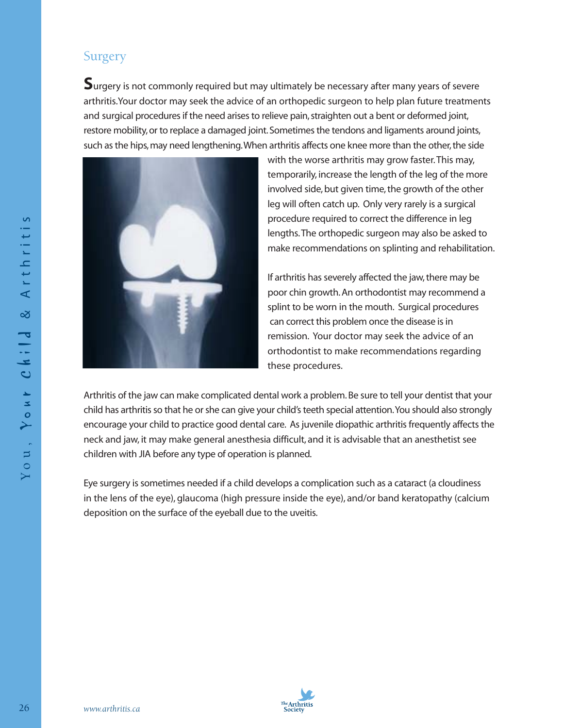## Surgery

Surgery is not commonly required but may ultimately be necessary after many years of severe arthritis. Your doctor may seek the advice of an orthopedic surgeon to help plan future treatments and surgical procedures if the need arises to relieve pain, straighten out a bent or deformed joint, restore mobility, or to replace a damaged joint. Sometimes the tendons and ligaments around joints, such as the hips, may need lengthening. When arthritis affects one knee more than the other, the side with the worse arthritis may grow faster. This may, temporarily, increase the length of the leg of the more involved side, but given time, the growth of the other leg will often catch up. Only very rarely is a surgical procedure required to correct the difference in leg lengths. The orthopedic surgeon may also be asked to make recommendations on splinting and rehabilitation.

If arthritis has severely affected the jaw, there may be poor chin growth. An orthodontist may recommend a splint to be worn in the mouth. Surgical procedures can correct this problem once the disease is in remission. Your doctor may seek the advice of an orthodontist to make recommendations regarding these procedures.

Arthritis of the jaw can make complicated dental work a problem. Be sure to tell your dentist that your child has arthritis so that he or she can give your child's teeth special attention. You should also strongly encourage your child to practice good dental care. As juvenile diopathic arthritis frequently affects the neck and jaw, it may make general anesthesia difficult, and it is advisable that an anesthetist see children with JIA before any type of operation is planned.

Eye surgery is sometimes needed if a child develops a complication such as a cataract (a cloudiness in the lens of the eye), glaucoma (high pressure inside the eye), and/or band keratopathy (calcium deposition on the surface of the eyeball due to the uveitis.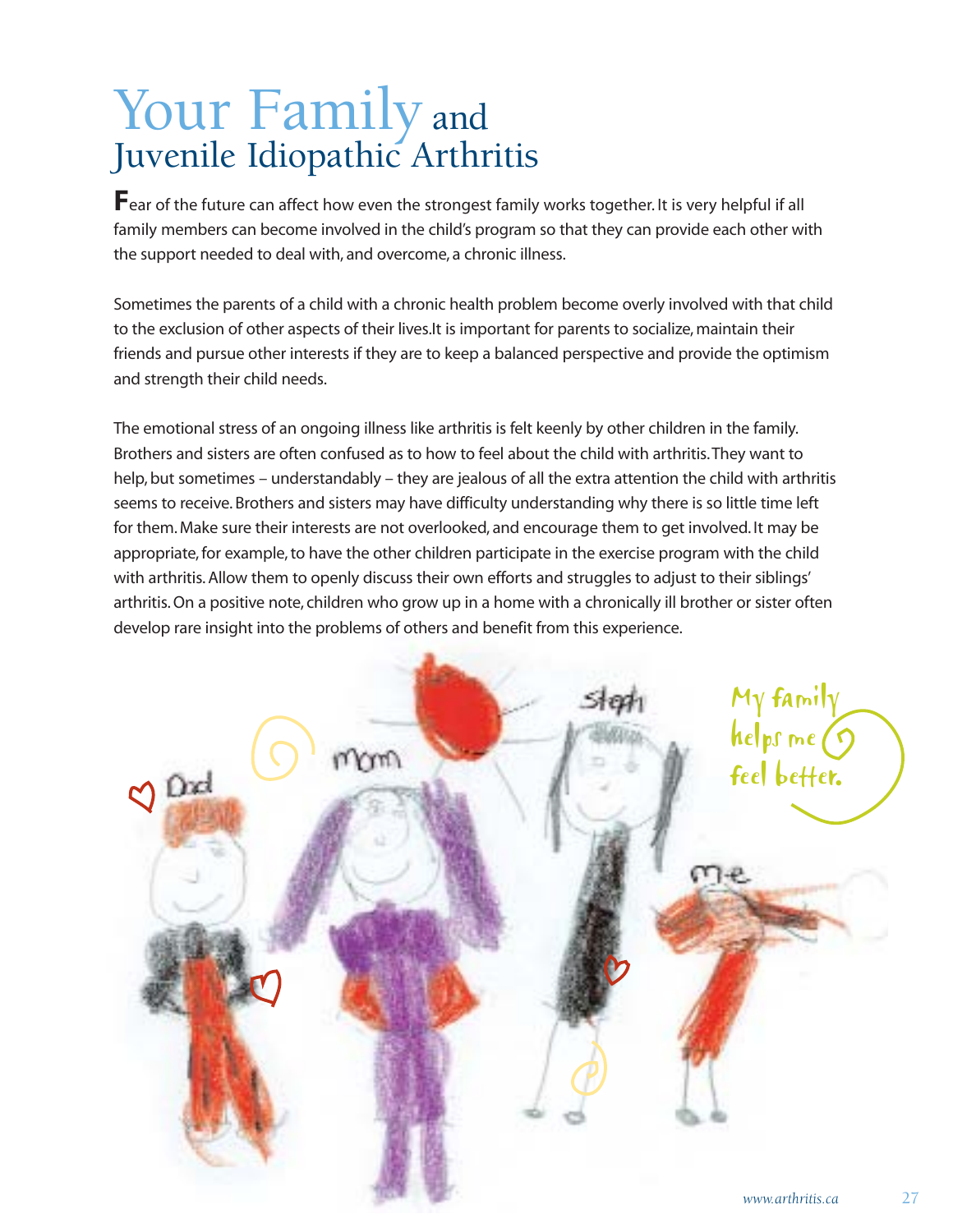# Your Family and Juvenile Idiopathic Arthritis

Fear of the future can affect how even the strongest family works together. It is very helpful if all family members can become involved in the child's program so that they can provide each other with the support needed to deal with, and overcome, a chronic illness.

Sometimes the parents of a child with a chronic health problem become overly involved with that child to the exclusion of other aspects of their lives.It is important for parents to socialize, maintain their friends and pursue other interests if they are to keep a balanced perspective and provide the optimism and strength their child needs.

The emotional stress of an ongoing illness like arthritis is felt keenly by other children in the family. Brothers and sisters are often confused as to how to feel about the child with arthritis. They want to help, but sometimes – understandably – they are jealous of all the extra attention the child with arthritis seems to receive. Brothers and sisters may have difficulty understanding why there is so little time left for them. Make sure their interests are not overlooked, and encourage them to get involved. It may be appropriate, for example, to have the other children participate in the exercise program with the child with arthritis. Allow them to openly discuss their own efforts and struggles to adjust to their siblings' arthritis. On a positive note, children who grow up in a home with a chronically ill brother or sister often develop rare insight into the problems of others and benefit from this experience.

My family helps me feel better.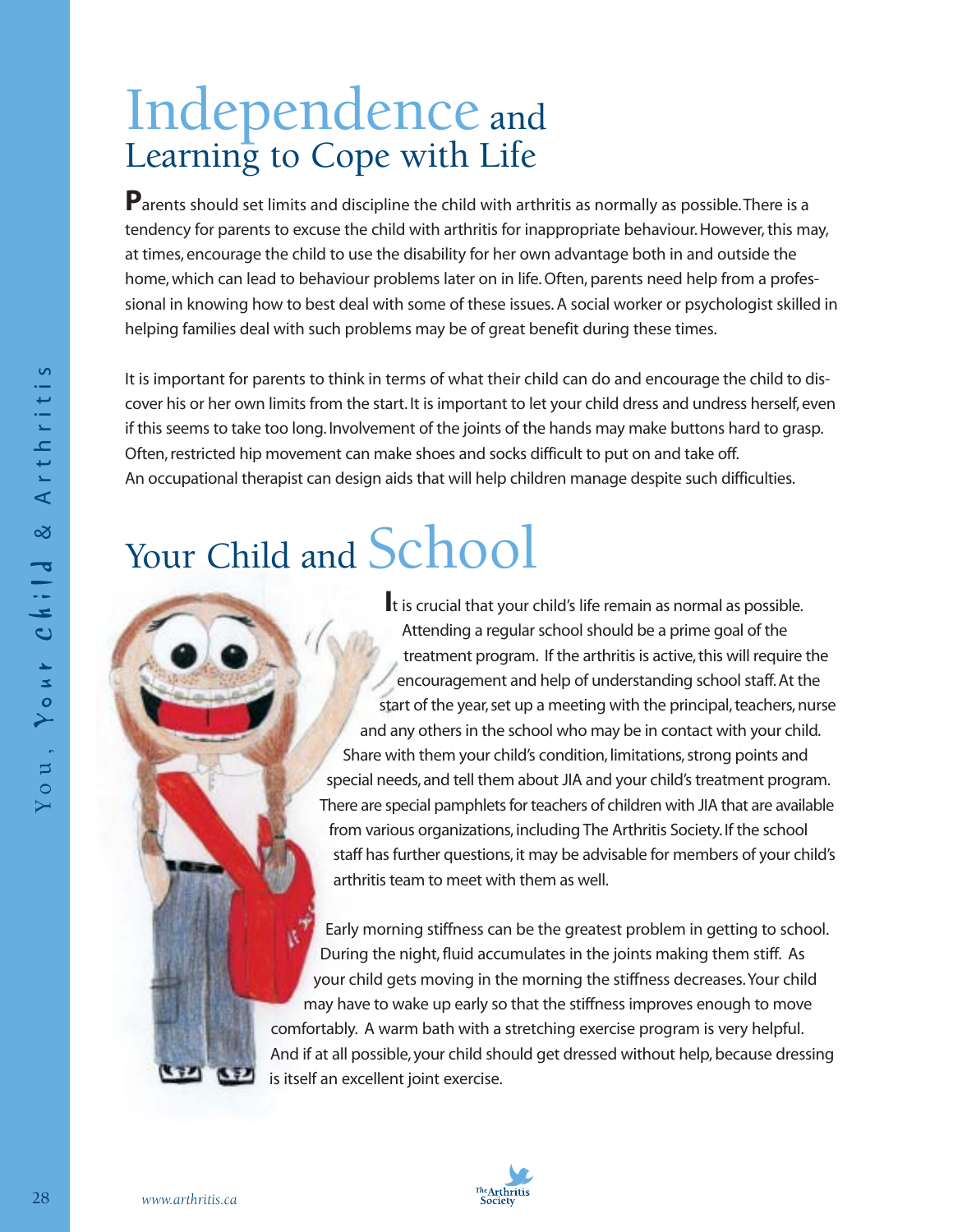# Independence and Learning to Cope with Life

Parents should set limits and discipline the child with arthritis as normally as possible. There is a tendency for parents to excuse the child with arthritis for inappropriate behaviour. However, this may, at times, encourage the child to use the disability for her own advantage both in and outside the home, which can lead to behaviour problems later on in life. Often, parents need help from a professional in knowing how to best deal with some of these issues. A social worker or psychologist skilled in helping families deal with such problems may be of great benefit during these times.

It is important for parents to think in terms of what their child can do and encourage the child to discover his or her own limits from the start. It is important to let your child dress and undress herself, even if this seems to take too long. Involvement of the joints of the hands may make buttons hard to grasp. Often, restricted hip movement can make shoes and socks difficult to put on and take off. An occupational therapist can design aids that will help children manage despite such difficulties.

# Your Child and School

It is crucial that your child's life remain as normal as possible. Attending a regular school should be a prime goal of the treatment program. If the arthritis is active, this will require the encouragement and help of understanding school staff. At the start of the year, set up a meeting with the principal, teachers, nurse and any others in the school who may be in contact with your child. Share with them your child's condition, limitations, strong points and special needs, and tell them about JIA and your child's treatment program. There are special pamphlets for teachers of children with JIA that are available from various organizations, including The Arthritis Society. If the school staff has further questions, it may be advisable for members of your child's arthritis team to meet with them as well.

Early morning stiffness can be the greatest problem in getting to school. During the night, fluid accumulates in the joints making them stiff. As your child gets moving in the morning the stiffness decreases. Your child may have to wake up early so that the stiffness improves enough to move comfortably. A warm bath with a stretching exercise program is very helpful. And if at all possible, your child should get dressed without help, because dressing is itself an excellent joint exercise.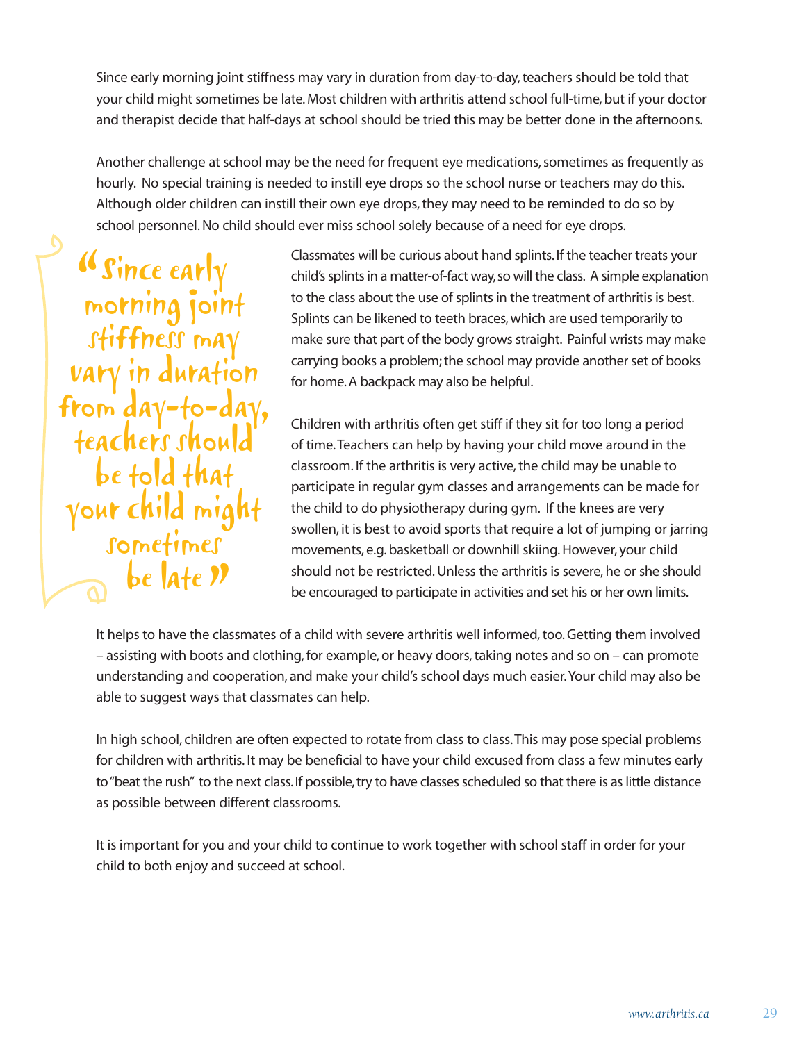Since early morning joint stiffness may vary in duration from day-to-day, teachers should be told that your child might sometimes be late. Most children with arthritis attend school full-time, but if your doctor and therapist decide that half-days at school should be tried this may be better done in the afternoons.

Another challenge at school may be the need for frequent eye medications, sometimes as frequently as hourly. No special training is needed to instill eye drops so the school nurse or teachers may do this. Although older children can instill their own eye drops, they may need to be reminded to do so by school personnel. No child should ever miss school solely because of a need for eye drops.

> "Since early morning joint stiffness may vary in duration from day-to-day, teachers should be told that your child might sometimes be late"

Classmates will be curious about hand splints. If the teacher treats your child's splints in a matter-of-fact way, so will the class. A simple explanation to the class about the use of splints in the treatment of arthritis is best. Splints can be likened to teeth braces, which are used temporarily to make sure that part of the body grows straight. Painful wrists may make carrying books a problem; the school may provide another set of books for home. A backpack may also be helpful.

Children with arthritis often get stiff if they sit for too long a period of time. Teachers can help by having your child move around in the classroom. If the arthritis is very active, the child may be unable to participate in regular gym classes and arrangements can be made for the child to do physiotherapy during gym. If the knees are very swollen, it is best to avoid sports that require a lot of jumping or jarring movements, e.g. basketball or downhill skiing. However, your child should not be restricted. Unless the arthritis is severe, he or she should be encouraged to participate in activities and set his or her own limits.

It helps to have the classmates of a child with severe arthritis well informed, too. Getting them involved – assisting with boots and clothing, for example, or heavy doors, taking notes and so on – can promote understanding and cooperation, and make your child's school days much easier. Your child may also be able to suggest ways that classmates can help.

In high school, children are often expected to rotate from class to class. This may pose special problems for children with arthritis. It may be beneficial to have your child excused from class a few minutes early to "beat the rush" to the next class. If possible, try to have classes scheduled so that there is as little distance as possible between different classrooms.

It is important for you and your child to continue to work together with school staff in order for your child to both enjoy and succeed at school.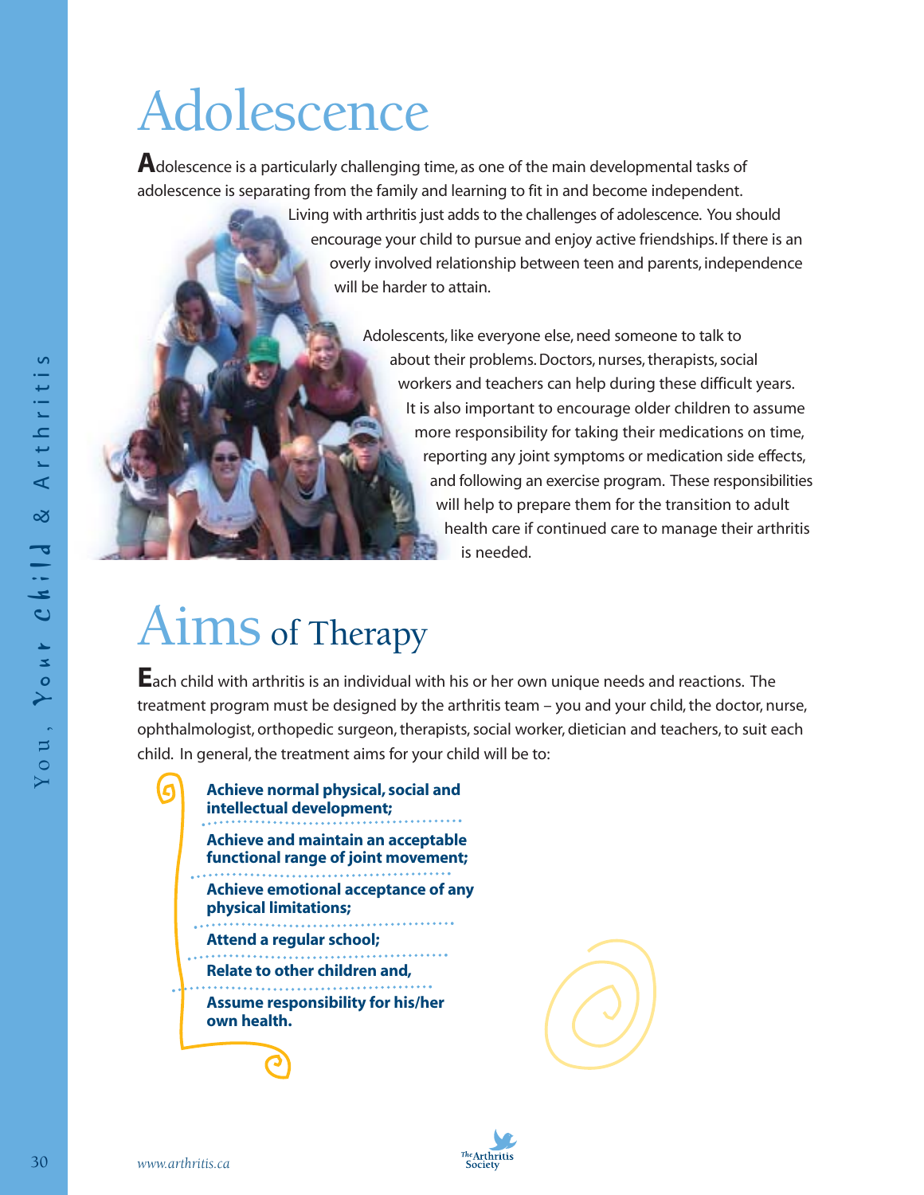# Adolescence

Adolescence is a particularly challenging time, as one of the main developmental tasks of adolescence is separating from the family and learning to fit in and become independent. Living with arthritis just adds to the challenges of adolescence. You should encourage your child to pursue and enjoy active friendships. If there is an overly involved relationship between teen and parents, independence will be harder to attain.

Adolescents, like everyone else, need someone to talk to about their problems. Doctors, nurses, therapists, social workers and teachers can help during these difficult years. It is also important to encourage older children to assume more responsibility for taking their medications on time, reporting any joint symptoms or medication side effects, and following an exercise program. These responsibilities will help to prepare them for the transition to adult health care if continued care to manage their arthritis is needed.

# Aims of Therapy

Each child with arthritis is an individual with his or her own unique needs and reactions. The treatment program must be designed by the arthritis team – you and your child, the doctor, nurse, ophthalmologist, orthopedic surgeon, therapists, social worker, dietician and teachers, to suit each child. In general, the treatment aims for your child will be to:

- **Achieve normal physical, social and intellectual development;**
- **Achieve and maintain an acceptable functional range of joint movement;**
- **Achieve emotional acceptance of any physical limitations;**
- **Attend a regular school;**
- **Relate to other children and,**
- **Assume responsibility for his/her own health.**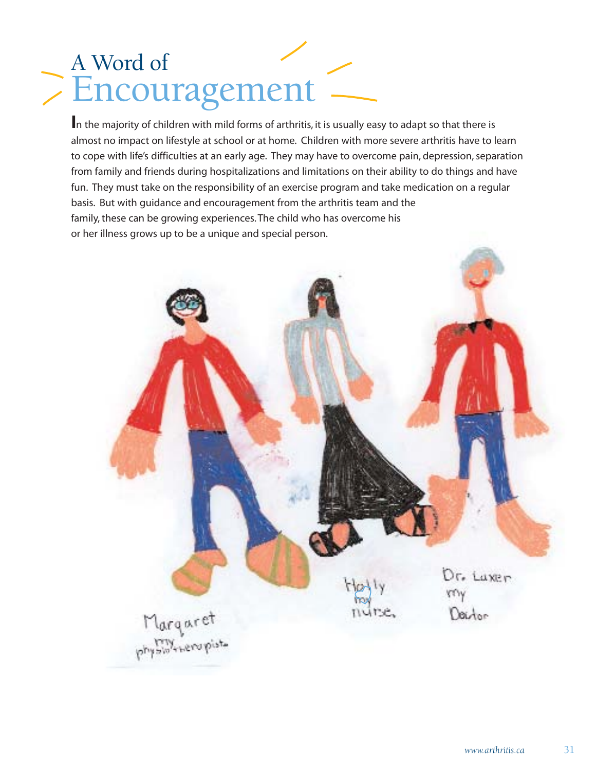# A Word of Encouragement

In the majority of children with mild forms of arthritis, it is usually easy to adapt so that there is almost no impact on lifestyle at school or at home. Children with more severe arthritis have to learn to cope with life's difficulties at an early age. They may have to overcome pain, depression, separation from family and friends during hospitalizations and limitations on their ability to do things and have fun. They must take on the responsibility of an exercise program and take medication on a regular basis. But with guidance and encouragement from the arthritis team and the family, these can be growing experiences. The child who has overcome his or her illness grows up to be a unique and special person.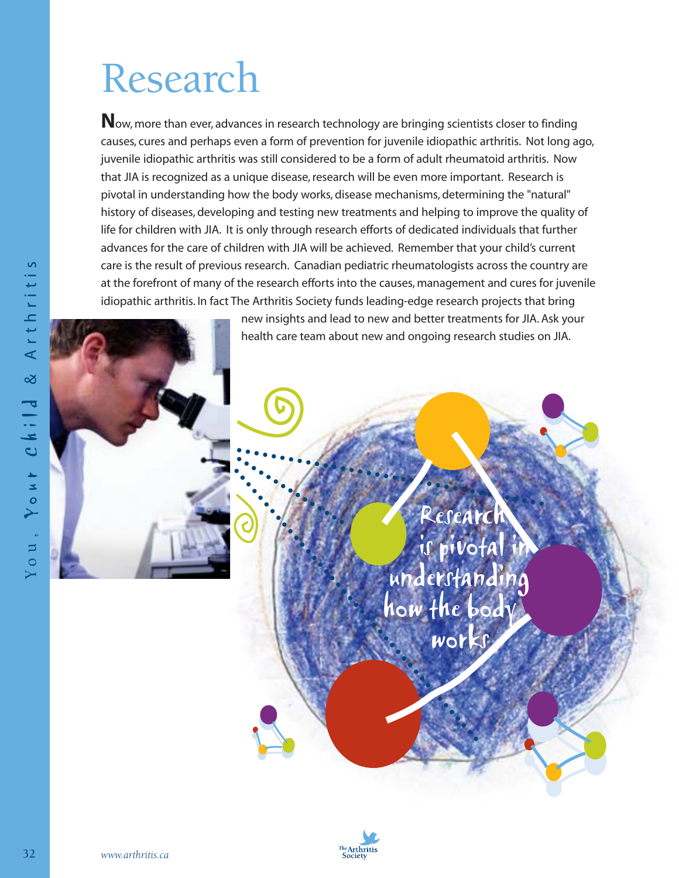# Research

Now, more than ever, advances in research technology are bringing scientists closer to finding causes, cures and perhaps even a form of prevention for juvenile idiopathic arthritis. Not long ago, juvenile idiopathic arthritis was still considered to be a form of adult rheumatoid arthritis. Now that JIA is recognized as a unique disease, research will be even more important. Research is pivotal in understanding how the body works, disease mechanisms, determining the "natural" history of diseases, developing and testing new treatments and helping to improve the quality of life for children with JIA. It is only through research efforts of dedicated individuals that further advances for the care of children with JIA will be achieved. Remember that your child's current care is the result of previous research. Canadian pediatric rheumatologists across the country are at the forefront of many of the research efforts into the causes, management and cures for juvenile idiopathic arthritis. In fact The Arthritis Society funds leading-edge research projects that bring new insights and lead to new and better treatments for JIA. Ask your health care team about new and ongoing research studies on JIA.

Research is pivotal in understanding how the body works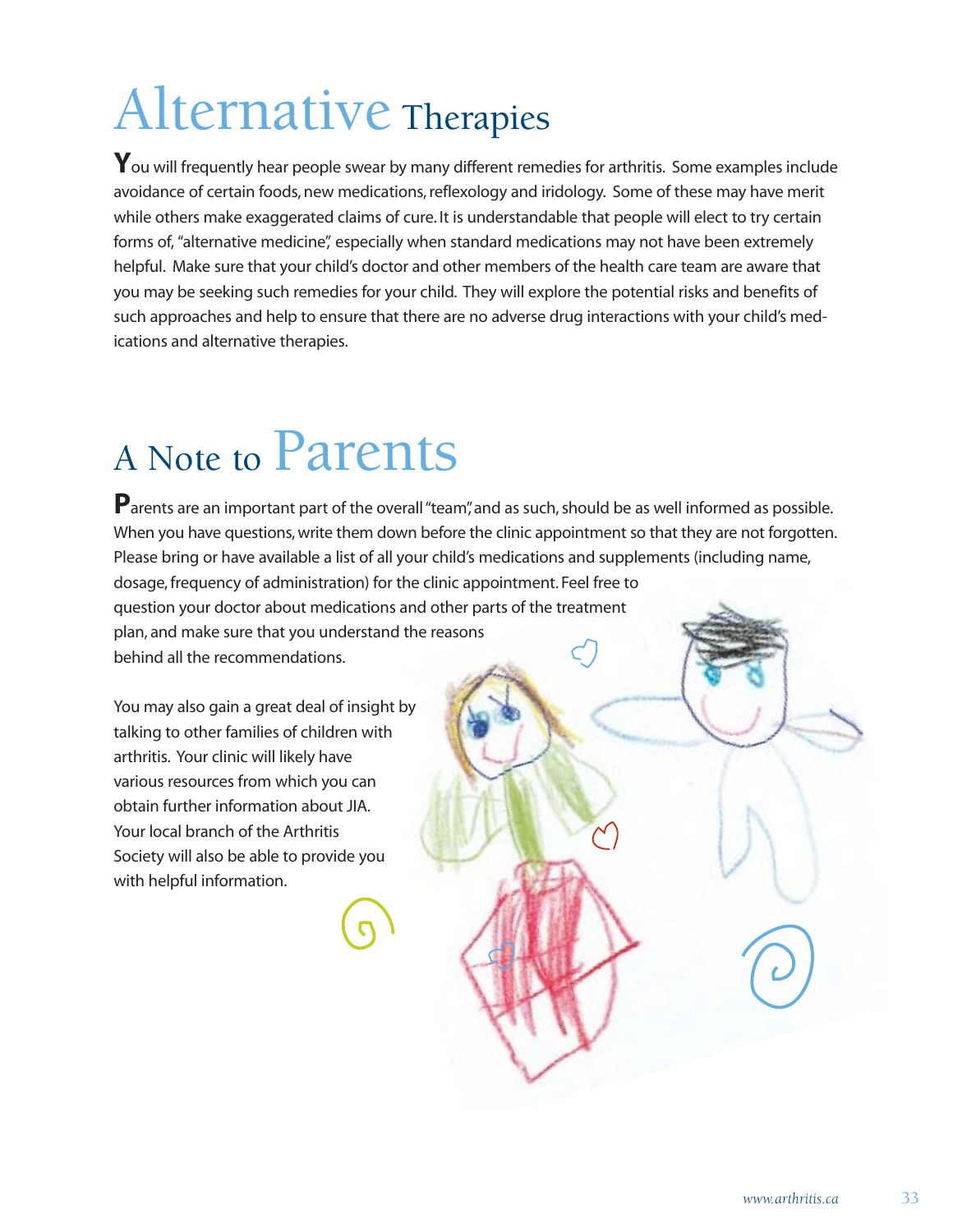# Alternative Therapies

You will frequently hear people swear by many different remedies for arthritis. Some examples include avoidance of certain foods, new medications, reflexology and iridology. Some of these may have merit while others make exaggerated claims of cure. It is understandable that people will elect to try certain forms of, "alternative medicine", especially when standard medications may not have been extremely helpful. Make sure that your child's doctor and other members of the health care team are aware that you may be seeking such remedies for your child. They will explore the potential risks and benefits of such approaches and help to ensure that there are no adverse drug interactions with your child's medications and alternative therapies.

# A Note to Parents

Parents are an important part of the overall "team", and as such, should be as well informed as possible. When you have questions, write them down before the clinic appointment so that they are not forgotten. Please bring or have available a list of all your child's medications and supplements (including name, dosage, frequency of administration) for the clinic appointment. Feel free to question your doctor about medications and other parts of the treatment plan, and make sure that you understand the reasons behind all the recommendations.

You may also gain a great deal of insight by talking to other families of children with arthritis. Your clinic will likely have various resources from which you can obtain further information about JIA. Your local branch of the Arthritis Society will also be able to provide you with helpful information.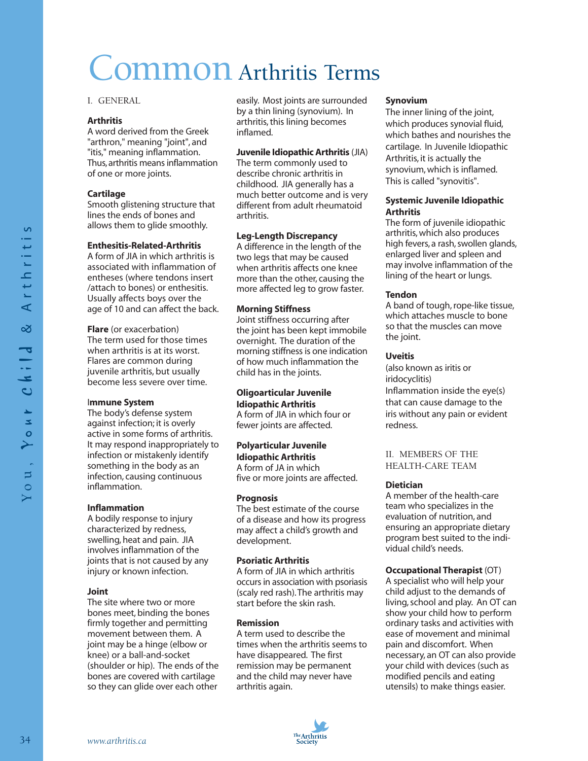# Common Arthritis Terms

## I. GENERAL

**Arthritis**
A word derived from the Greek "arthron," meaning "joint", and "itis," meaning inflammation. Thus, arthritis means inflammation of one or more joints.

**Cartilage**
Smooth glistening structure that lines the ends of bones and allows them to glide smoothly.

**Enthesitis-Related-Arthritis**
A form of JIA in which arthritis is associated with inflammation of entheses (where tendons insert /attach to bones) or enthesitis. Usually affects boys over the age of 10 and can affect the back.

**Flare** (or exacerbation)
The term used for those times when arthritis is at its worst. Flares are common during juvenile arthritis, but usually become less severe over time.

**Immune System**
The body's defense system against infection; it is overly active in some forms of arthritis. It may respond inappropriately to infection or mistakenly identify something in the body as an infection, causing continuous inflammation.

**Inflammation**
A bodily response to injury characterized by redness, swelling, heat and pain. JIA involves inflammation of the joints that is not caused by any injury or known infection.

**Joint**
The site where two or more bones meet, binding the bones firmly together and permitting movement between them. A joint may be a hinge (elbow or knee) or a ball-and-socket (shoulder or hip). The ends of the bones are covered with cartilage so they can glide over each other easily. Most joints are surrounded by a thin lining (synovium). In arthritis, this lining becomes inflamed.

**Juvenile Idiopathic Arthritis** (JIA)
The term commonly used to describe chronic arthritis in childhood. JIA generally has a much better outcome and is very different from adult rheumatoid arthritis.

**Leg-Length Discrepancy**
A difference in the length of the two legs that may be caused when arthritis affects one knee more than the other, causing the more affected leg to grow faster.

**Morning Stiffness**
Joint stiffness occurring after the joint has been kept immobile overnight. The duration of the morning stiffness is one indication of how much inflammation the child has in the joints.

**Oligoarticular Juvenile Idiopathic Arthritis**
A form of JIA in which four or fewer joints are affected.

**Polyarticular Juvenile Idiopathic Arthritis**
A form of JA in which five or more joints are affected.

**Prognosis**
The best estimate of the course of a disease and how its progress may affect a child's growth and development.

**Psoriatic Arthritis**
A form of JIA in which arthritis occurs in association with psoriasis (scaly red rash). The arthritis may start before the skin rash.

**Remission**
A term used to describe the times when the arthritis seems to have disappeared. The first remission may be permanent and the child may never have arthritis again.

**Synovium**
The inner lining of the joint, which produces synovial fluid, which bathes and nourishes the cartilage. In Juvenile Idiopathic Arthritis, it is actually the synovium, which is inflamed. This is called "synovitis".

**Systemic Juvenile Idiopathic Arthritis**
The form of juvenile idiopathic arthritis, which also produces high fevers, a rash, swollen glands, enlarged liver and spleen and may involve inflammation of the lining of the heart or lungs.

**Tendon**
A band of tough, rope-like tissue, which attaches muscle to bone so that the muscles can move the joint.

**Uveitis**
(also known as iritis or iridocyclitis)
Inflammation inside the eye(s) that can cause damage to the iris without any pain or evident redness.

## II. MEMBERS OF THE HEALTH-CARE TEAM

**Dietician**
A member of the health-care team who specializes in the evaluation of nutrition, and ensuring an appropriate dietary program best suited to the individual child's needs.

**Occupational Therapist** (OT)
A specialist who will help your child adjust to the demands of living, school and play. An OT can show your child how to perform ordinary tasks and activities with ease of movement and minimal pain and discomfort. When necessary, an OT can also provide your child with devices (such as modified pencils and eating utensils) to make things easier.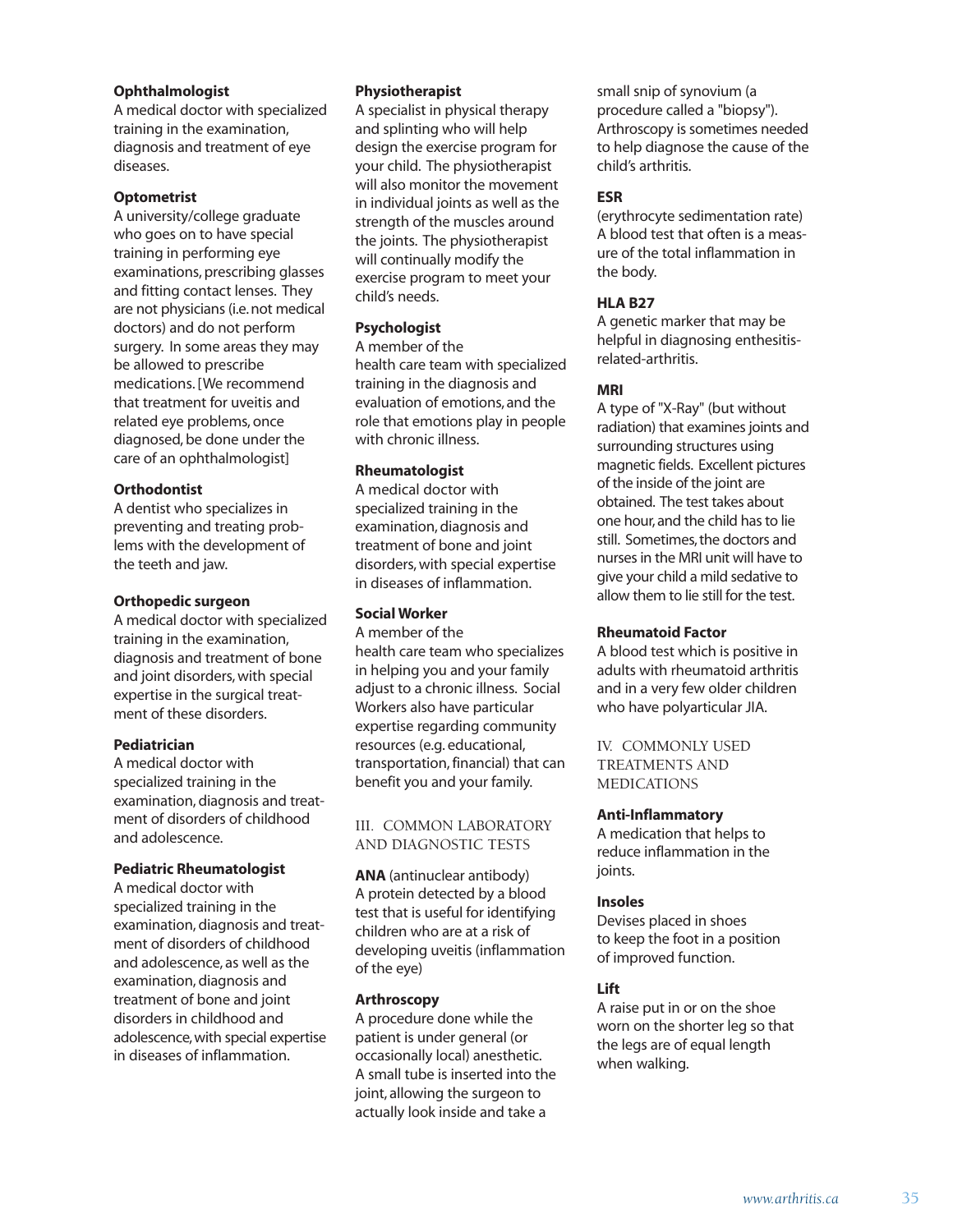**Ophthalmologist**
A medical doctor with specialized training in the examination, diagnosis and treatment of eye diseases.

**Optometrist**
A university/college graduate who goes on to have special training in performing eye examinations, prescribing glasses and fitting contact lenses. They are not physicians (i.e. not medical doctors) and do not perform surgery. In some areas they may be allowed to prescribe medications. [We recommend that treatment for uveitis and related eye problems, once diagnosed, be done under the care of an ophthalmologist]

**Orthodontist**
A dentist who specializes in preventing and treating problems with the development of the teeth and jaw.

**Orthopedic surgeon**
A medical doctor with specialized training in the examination, diagnosis and treatment of bone and joint disorders, with special expertise in the surgical treatment of these disorders.

**Pediatrician**
A medical doctor with specialized training in the examination, diagnosis and treatment of disorders of childhood and adolescence.

**Pediatric Rheumatologist**
A medical doctor with specialized training in the examination, diagnosis and treatment of disorders of childhood and adolescence, as well as the examination, diagnosis and treatment of bone and joint disorders in childhood and adolescence, with special expertise in diseases of inflammation.

**Physiotherapist**
A specialist in physical therapy and splinting who will help design the exercise program for your child. The physiotherapist will also monitor the movement in individual joints as well as the strength of the muscles around the joints. The physiotherapist will continually modify the exercise program to meet your child's needs.

**Psychologist**
A member of the health care team with specialized training in the diagnosis and evaluation of emotions, and the role that emotions play in people with chronic illness.

**Rheumatologist**
A medical doctor with specialized training in the examination, diagnosis and treatment of bone and joint disorders, with special expertise in diseases of inflammation.

**Social Worker**
A member of the health care team who specializes in helping you and your family adjust to a chronic illness. Social Workers also have particular expertise regarding community resources (e.g. educational, transportation, financial) that can benefit you and your family.

## III. COMMON LABORATORY AND DIAGNOSTIC TESTS

**ANA** (antinuclear antibody)
A protein detected by a blood test that is useful for identifying children who are at a risk of developing uveitis (inflammation of the eye)

**Arthroscopy**
A procedure done while the patient is under general (or occasionally local) anesthetic. A small tube is inserted into the joint, allowing the surgeon to actually look inside and take a small snip of synovium (a procedure called a "biopsy"). Arthroscopy is sometimes needed to help diagnose the cause of the child's arthritis.

**ESR**
(erythrocyte sedimentation rate) A blood test that often is a measure of the total inflammation in the body.

**HLA B27**
A genetic marker that may be helpful in diagnosing enthesitis-related-arthritis.

**MRI**
A type of "X-Ray" (but without radiation) that examines joints and surrounding structures using magnetic fields. Excellent pictures of the inside of the joint are obtained. The test takes about one hour, and the child has to lie still. Sometimes, the doctors and nurses in the MRI unit will have to give your child a mild sedative to allow them to lie still for the test.

**Rheumatoid Factor**
A blood test which is positive in adults with rheumatoid arthritis and in a very few older children who have polyarticular JIA.

## IV. COMMONLY USED TREATMENTS AND MEDICATIONS

**Anti-Inflammatory**
A medication that helps to reduce inflammation in the joints.

**Insoles**
Devises placed in shoes to keep the foot in a position of improved function.

**Lift**
A raise put in or on the shoe worn on the shorter leg so that the legs are of equal length when walking.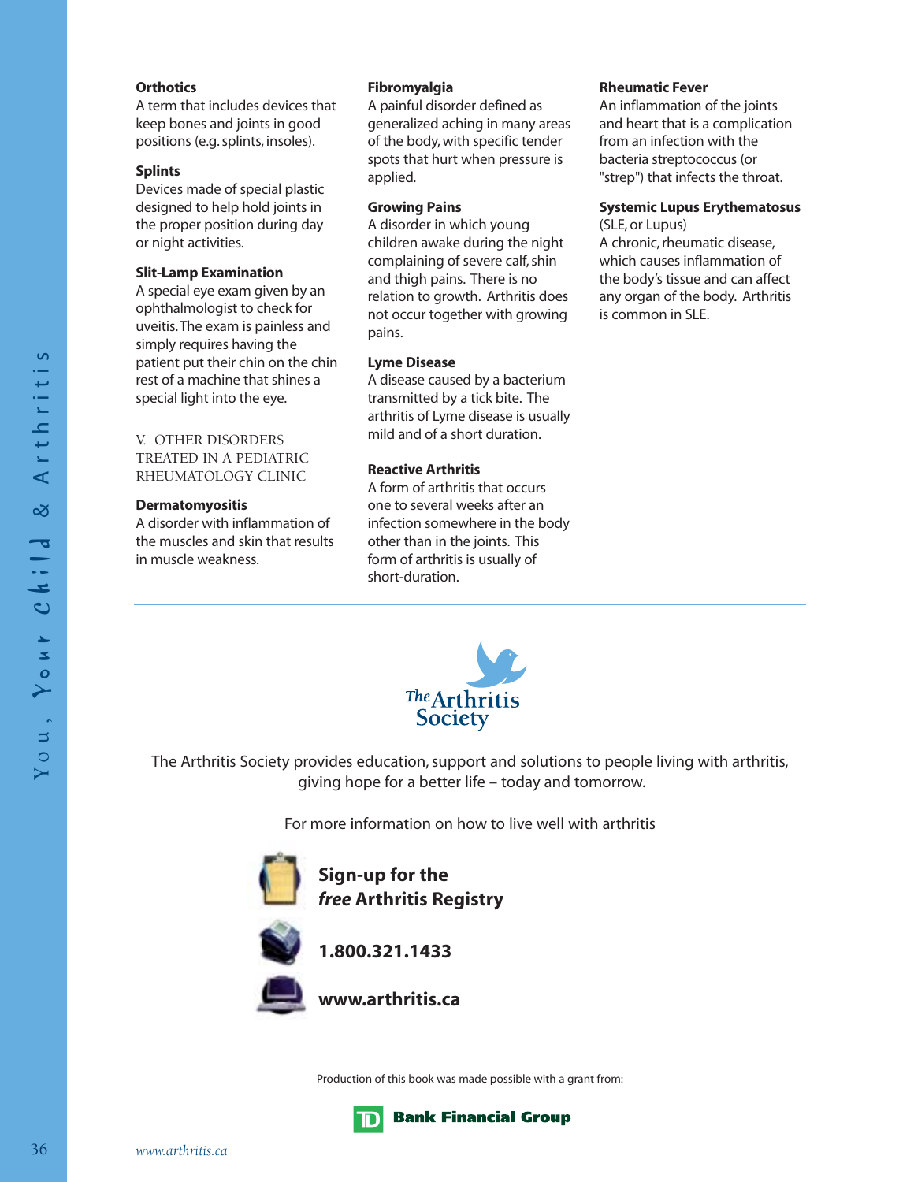**Orthotics**
A term that includes devices that keep bones and joints in good positions (e.g. splints, insoles).

**Splints**
Devices made of special plastic designed to help hold joints in the proper position during day or night activities.

**Slit-Lamp Examination**
A special eye exam given by an ophthalmologist to check for uveitis. The exam is painless and simply requires having the patient put their chin on the chin rest of a machine that shines a special light into the eye.

## V. OTHER DISORDERS TREATED IN A PEDIATRIC RHEUMATOLOGY CLINIC

**Dermatomyositis**
A disorder with inflammation of the muscles and skin that results in muscle weakness.

**Fibromyalgia**
A painful disorder defined as generalized aching in many areas of the body, with specific tender spots that hurt when pressure is applied.

**Growing Pains**
A disorder in which young children awake during the night complaining of severe calf, shin and thigh pains. There is no relation to growth. Arthritis does not occur together with growing pains.

**Lyme Disease**
A disease caused by a bacterium transmitted by a tick bite. The arthritis of Lyme disease is usually mild and of a short duration.

**Reactive Arthritis**
A form of arthritis that occurs one to several weeks after an infection somewhere in the body other than in the joints. This form of arthritis is usually of short-duration.

**Rheumatic Fever**
An inflammation of the joints and heart that is a complication from an infection with the bacteria streptococcus (or "strep") that infects the throat.

**Systemic Lupus Erythematosus**
(SLE, or Lupus)
A chronic, rheumatic disease, which causes inflammation of the body's tissue and can affect any organ of the body. Arthritis is common in SLE.

---

The Arthritis Society

The Arthritis Society provides education, support and solutions to people living with arthritis, giving hope for a better life – today and tomorrow.

For more information on how to live well with arthritis

**Sign-up for the *free* Arthritis Registry**

**1.800.321.1433**

**www.arthritis.ca**

Production of this book was made possible with a grant from:

TD Bank Financial Group